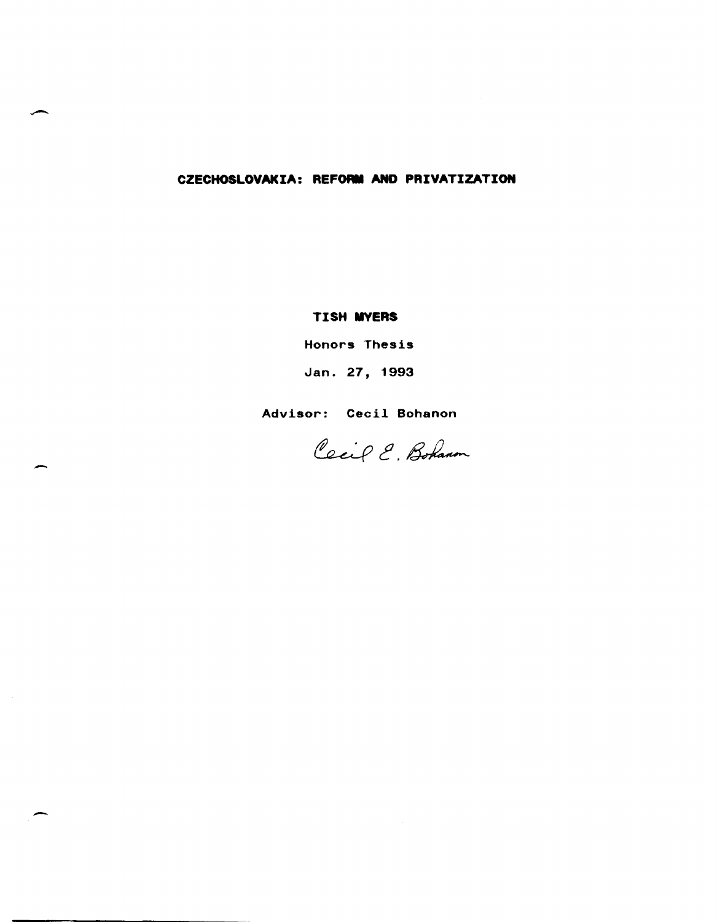# CZECHOSLOVAKIA: REFORM AND PRIVATIZATION

**TISH MYERS**

Honors Thesis

Jan. 27, 1993

Advisor: Cecil Bohanon

Cecil E. Bohanon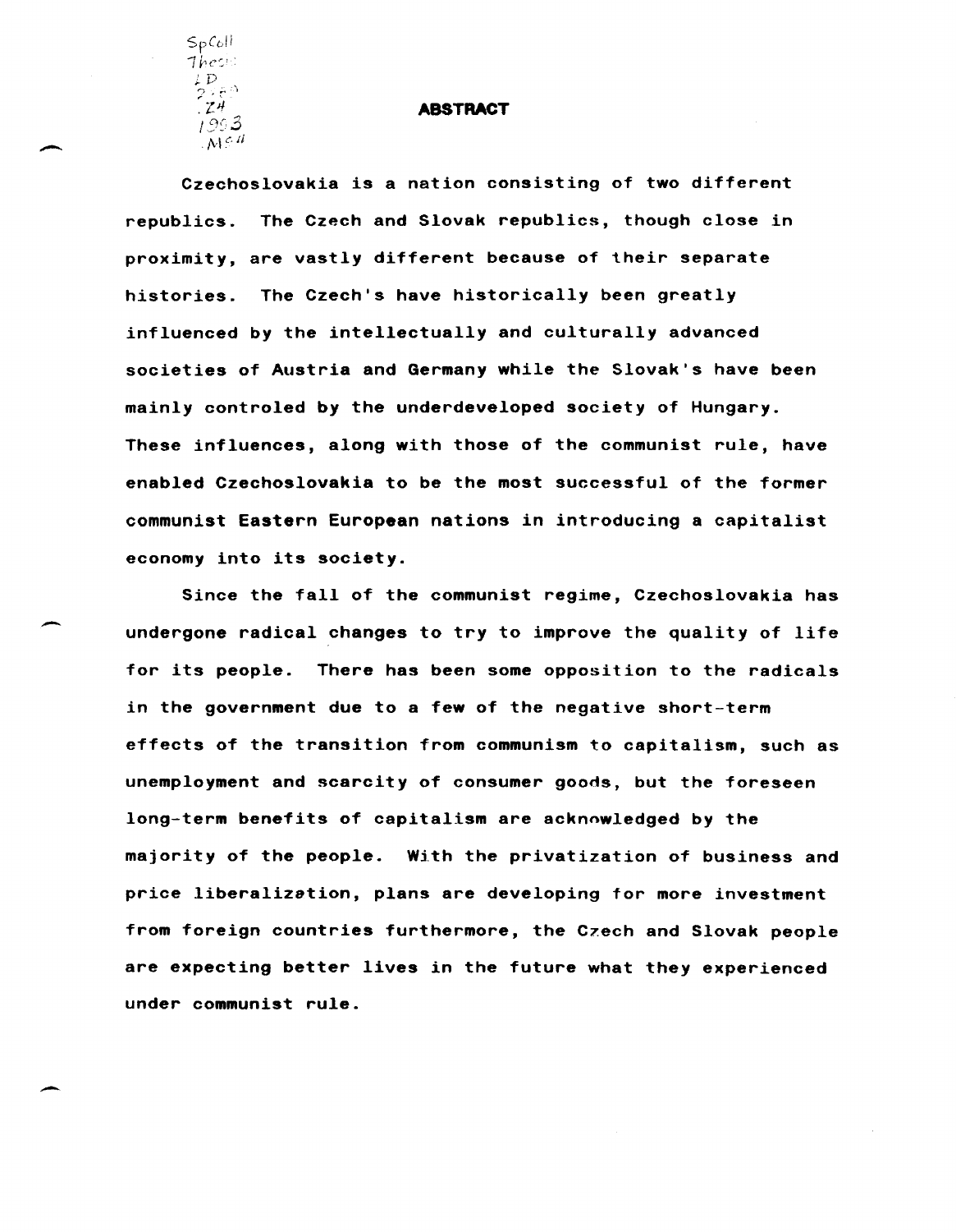## ABSTRACT

Czechoslovakia is a nation consisting of two different republics. The Czech and Slovak republics, though close in proximity, are vastly different because of their separate histories. The Czech's have historically been greatly influenced by the intellectually and culturally advanced societies of Austria and Germany while the Slovak's have been mainly controled by the underdeveloped society of Hungary. These influences, along with those of the communist rule, have enabled Czechoslovakia to be the most successful of the former communist Eastern European nations in introducing a capitalist economy into its society.

Since the fall of the communist regime, Czechoslovakia has undergone radical changes to try to improve the quality of life for its people. There has been some opposition to the radicals in the government due to a few of the negative short-term effects of the transition from communism to capitalism, such as unemployment and scarcity of consumer goods, but the foreseen long-term benefits of capitalism are acknowledged by the majority of the people. With the privatization of business and price liberalization, plans are developing for more investment from foreign countries furthermore, the Czech and Slovak people are expecting better lives in the future what they experienced under communist rule.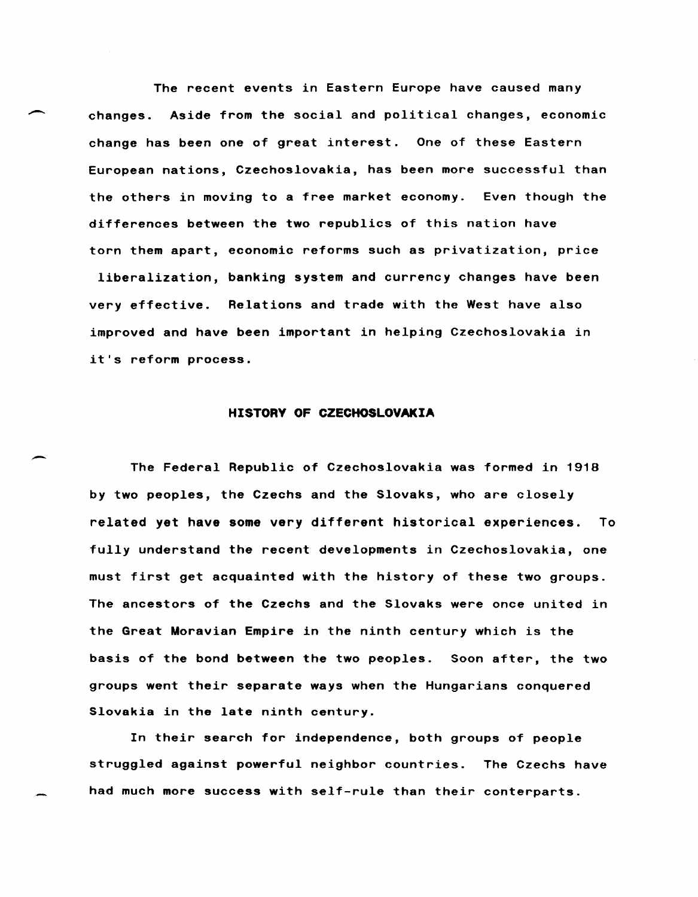The recent events in Eastern Europe have caused many changes. Aside from the social and political changes, economic change has been one of great interest. One of these Eastern European nations, Czechoslovakia, has been more successful than the others in moving to a free market economy. Even though the differences between the two republics of this nation have torn them apart, economic reforms such as privatization, price liberalization, banking system and currency changes have been very effective. Relations and trade with the West have also improved and have been important in helping Czechoslovakia in it's reform process.

## HISTORY OF CZECHOSLOVAKIA

The Federal Republic of Czechoslovakia was formed in 1918 by two peoples, the Czechs and the Slovaks, who are closely related yet have some very different historical experiences. To fully understand the recent developments in Czechoslovakia, one must first get acquainted with the history of these two groups. The ancestors of the Czechs and the Slovaks were once united in the Great Moravian Empire in the ninth century which is the basis of the bond between the two peoples. Soon after, the two groups went their separate ways when the Hungarians conquered Slovakia in the late ninth century.

In their search for independence, both groups of people struggled against powerful neighbor countries. The Czechs have had much more success with self-rule than their conterparts.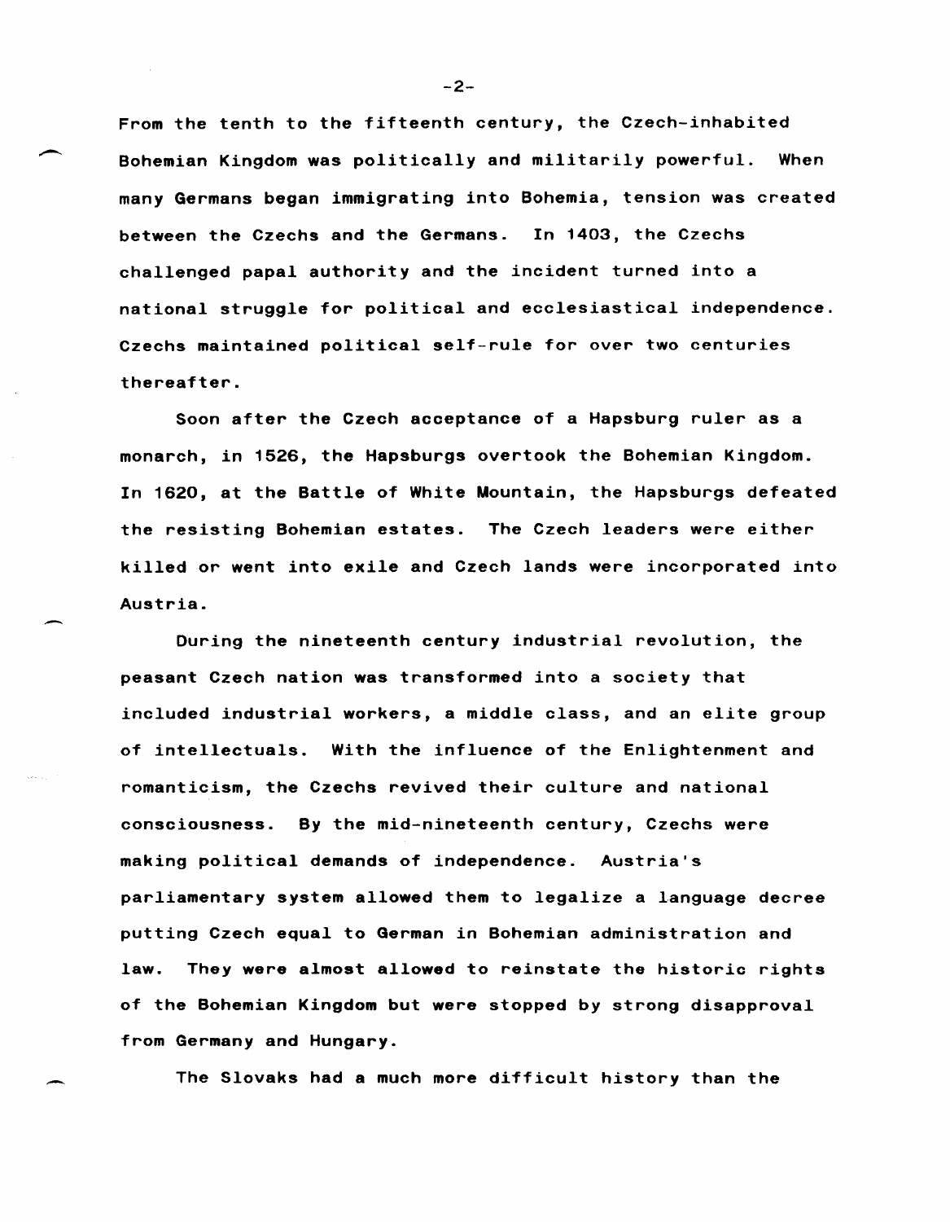From the tenth to the fifteenth century, the Czech-inhabited Bohemian Kingdom was politically and militarily powerful. When many Germans began immigrating into Bohemia, tension was created between the Czechs and the Germans. In 1403, the Czechs challenged papal authority and the incident turned into a national struggle for political and ecclesiastical independence. Czechs maintained political self-rule for over two centuries thereafter.

Soon after the Czech acceptance of a Hapsburg ruler as a monarch, in 1526, the Hapsburgs overtook the Bohemian Kingdom. In 1620, at the Battle of White Mountain, the Hapsburgs defeated the resisting Bohemian estates. The Czech leaders were either killed or went into exile and Czech lands were incorporated into Austria.

During the nineteenth century industrial revolution, the peasant Czech nation was transformed into a society that included industrial workers, a middle class, and an elite group of intellectuals. With the influence of the Enlightenment and romanticism, the Czechs revived their culture and national consciousness. By the mid-nineteenth century, Czechs were making political demands of independence. Austria's parliamentary system allowed them to legalize a language decree putting Czech equal to German in Bohemian administration and law. They were almost allowed to reinstate the historic rights of the Bohemian Kingdom but were stopped by strong disapproval from Germany and Hungary.

The Slovaks had a much more difficult history than the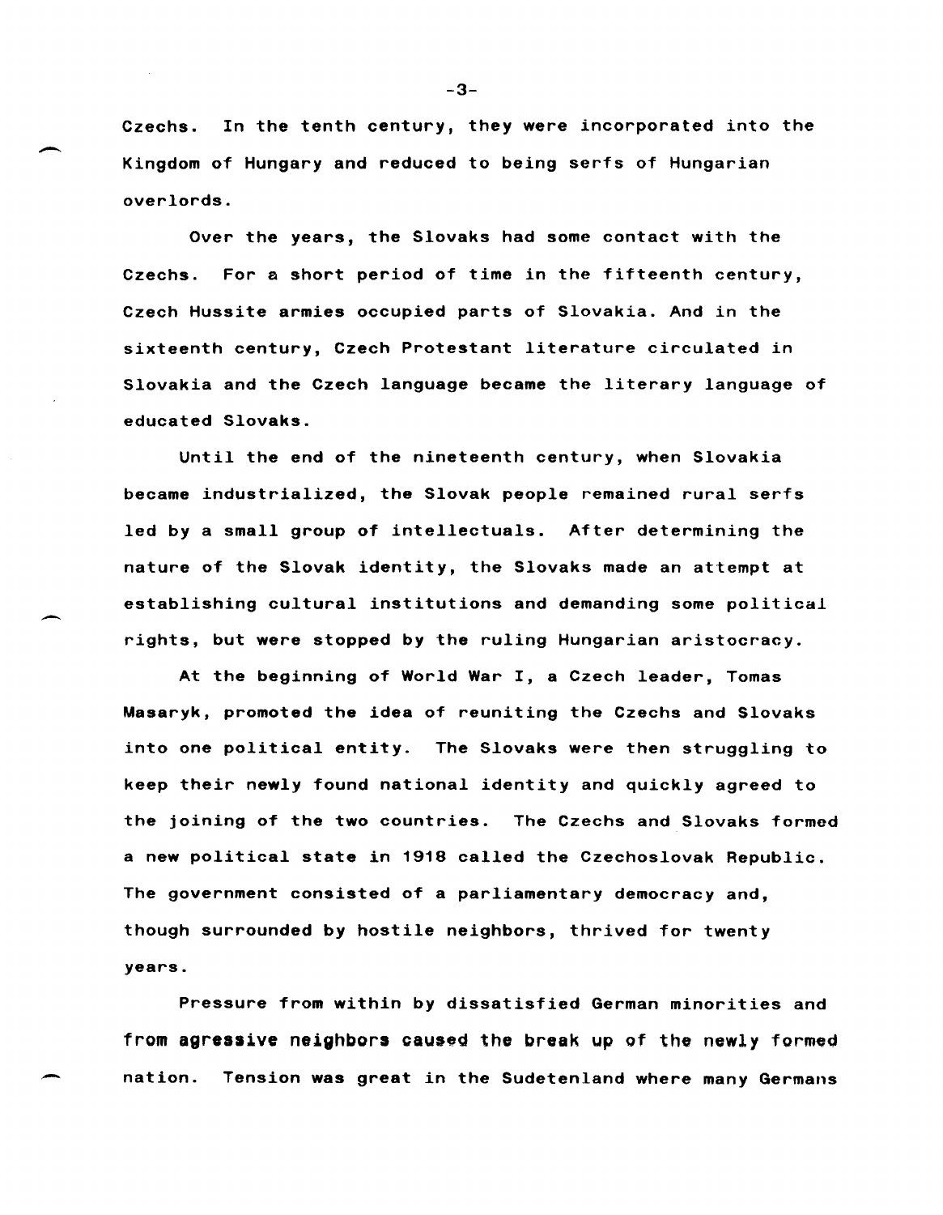Czechs. In the tenth century, they were incorporated into the Kingdom of Hungary and reduced to being serfs of Hungarian overlords.

Over the years, the Slovaks had some contact with the Czechs. For a short period of time in the fifteenth century, Czech Hussite armies occupied parts of Slovakia. And in the sixteenth century, Czech Protestant literature circulated in Slovakia and the Czech language became the literary language of educated Slovaks.

Until the end of the nineteenth century, when Slovakia became industrialized, the Slovak people remained rural serfs led by a small group of intellectuals. After determining the nature of the Slovak identity, the Slovaks made an attempt at establishing cultural institutions and demanding some political rights, but were stopped by the ruling Hungarian aristocracy.

At the beginning of World War I, a Czech leader, Tomas Masaryk, promoted the idea of reuniting the Czechs and Slovaks into one political entity. The Slovaks were then struggling to keep their newly found national identity and quickly agreed to the joining of the two countries. The Czechs and Slovaks formed a new political state in 1918 called the Czechoslovak Republic. The government consisted of a parliamentary democracy and, though surrounded by hostile neighbors, thrived for twenty years.

Pressure from within by dissatisfied German minorities and from agressive neighbors caused the break up of the newly formed nation. Tension was great in the Sudetenland where many Germans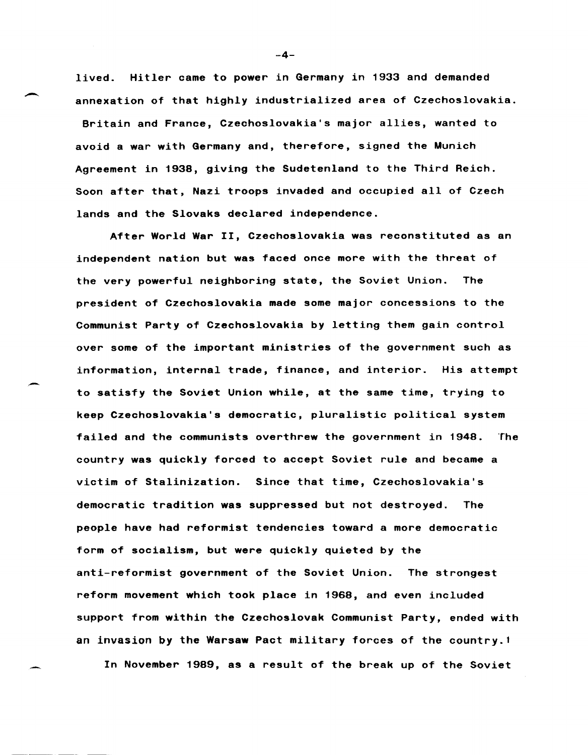lived. Hitler came to power in Germany in 1933 and demanded annexation of that highly industrialized area of Czechoslovakia. Britain and France, Czechoslovakia's major allies, wanted to avoid a war with Germany and, therefore, signed the Munich Agreement in 1938, giving the Sudetenland to the Third Reich. Soon after that, Nazi troops invaded and occupied all of Czech lands and the Slovaks declared independence.

After World War II, Czechoslovakia was reconstituted as an independent nation but was faced once more with the threat of the very powerful neighboring state, the Soviet Union. The president of Czechoslovakia made some major concessions to the Communist Party of Czechoslovakia by letting them gain control over some of the important ministries of the government such as information, internal trade, finance, and interior. His attempt to satisfy the Soviet Union while, at the same time, trying to keep Czechoslovakia's democratic, pluralistic political system failed and the communists overthrew the government in 1948. The country was quickly forced to accept Soviet rule and became a victim of Stalinization. Since that time, Czechoslovakia's democratic tradition was suppressed but not destroyed. The people have had reformist tendencies toward a more democratic form of socialism, but were quickly quieted by the anti-reformist government of the Soviet Union. The strongest reform movement which took place in 1968, and even included support from within the Czechoslovak Communist Party, ended with an invasion by the Warsaw Pact military forces of the country.[1]

In November 1989, as a result of the break up of the Soviet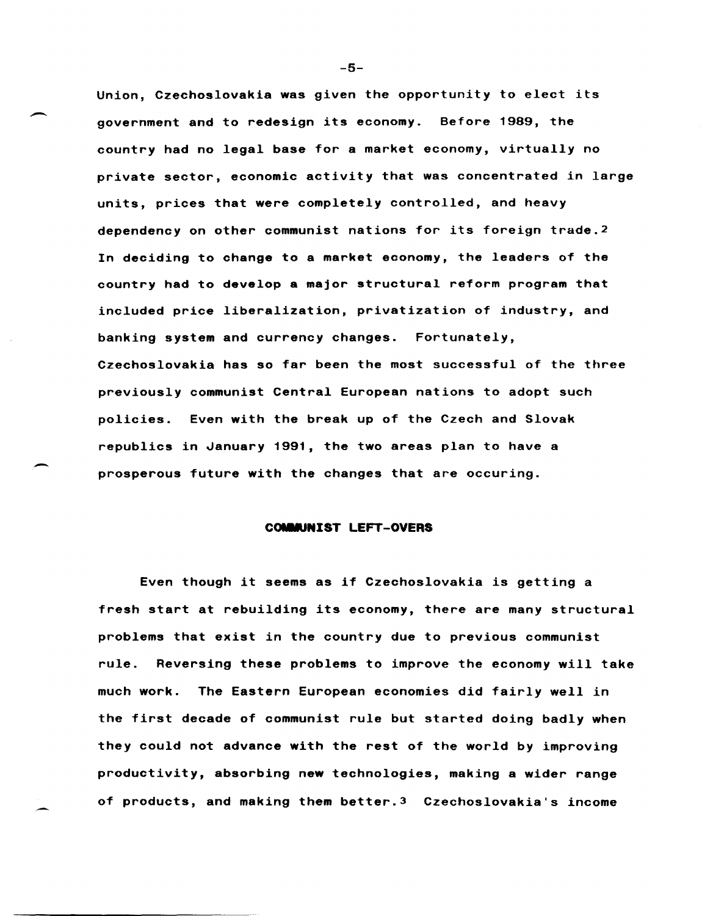Union, Czechoslovakia was given the opportunity to elect its government and to redesign its economy. Before 1989, the country had no legal base for a market economy, virtually no private sector, economic activity that was concentrated in large units, prices that were completely controlled, and heavy dependency on other communist nations for its foreign trade.[2] In deciding to change to a market economy, the leaders of the country had to develop a major structural reform program that included price liberalization, privatization of industry, and banking system and currency changes. Fortunately, Czechoslovakia has so far been the most successful of the three previously communist Central European nations to adopt such policies. Even with the break up of the Czech and Slovak republics in January 1991, the two areas plan to have a prosperous future with the changes that are occuring.

## COMMUNIST LEFT-OVERS

Even though it seems as if Czechoslovakia is getting a fresh start at rebuilding its economy, there are many structural problems that exist in the country due to previous communist rule. Reversing these problems to improve the economy will take much work. The Eastern European economies did fairly well in the first decade of communist rule but started doing badly when they could not advance with the rest of the world by improving productivity, absorbing new technologies, making a wider range of products, and making them better.[3] Czechoslovakia's income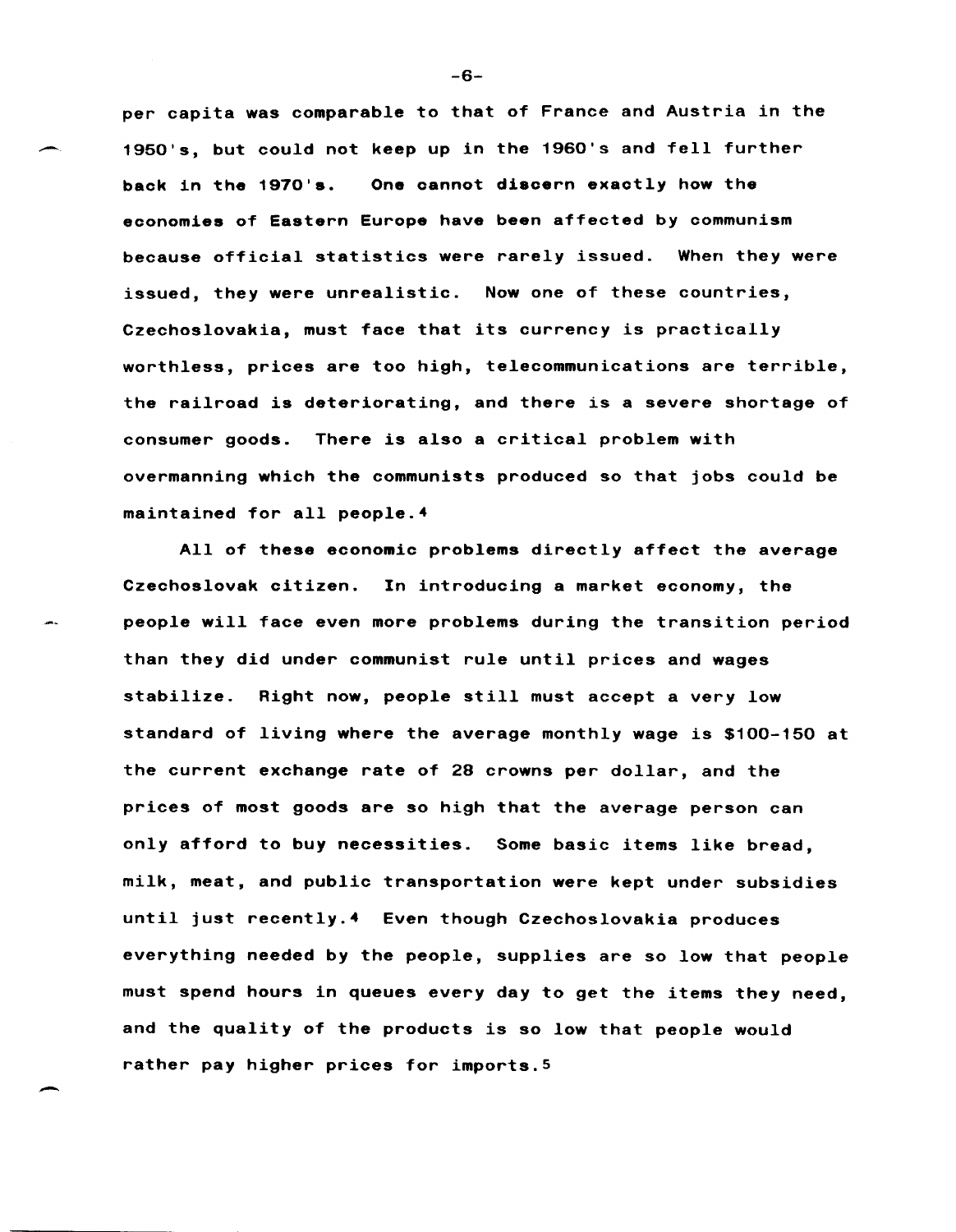per capita was comparable to that of France and Austria in the 1950's, but could not keep up in the 1960's and fell further back in the 1970's. One cannot discern exactly how the economies of Eastern Europe have been affected by communism because official statistics were rarely issued. When they were issued, they were unrealistic. Now one of these countries, Czechoslovakia, must face that its currency is practically worthless, prices are too high, telecommunications are terrible, the railroad is deteriorating, and there is a severe shortage of consumer goods. There is also a critical problem with overmanning which the communists produced so that jobs could be maintained for all people.[4]

All of these economic problems directly affect the average Czechoslovak citizen. In introducing a market economy, the people will face even more problems during the transition period than they did under communist rule until prices and wages stabilize. Right now, people still must accept a very low standard of living where the average monthly wage is $100-150 at the current exchange rate of 28 crowns per dollar, and the prices of most goods are so high that the average person can only afford to buy necessities. Some basic items like bread, milk, meat, and public transportation were kept under subsidies until just recently.[4] Even though Czechoslovakia produces everything needed by the people, supplies are so low that people must spend hours in queues every day to get the items they need, and the quality of the products is so low that people would rather pay higher prices for imports.[5]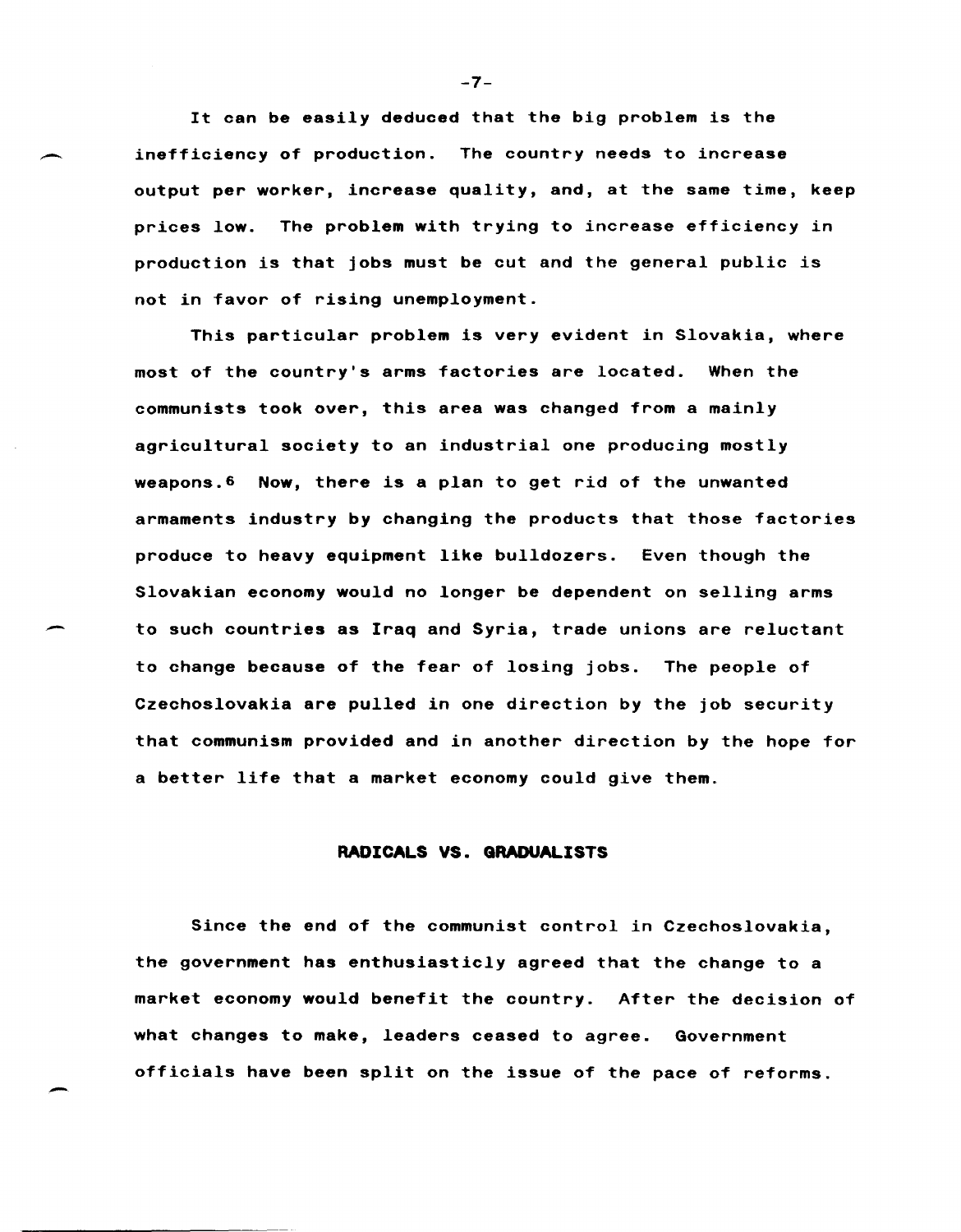It can be easily deduced that the big problem is the inefficiency of production. The country needs to increase output per worker, increase quality, and, at the same time, keep prices low. The problem with trying to increase efficiency in production is that jobs must be cut and the general public is not in favor of rising unemployment.

This particular problem is very evident in Slovakia, where most of the country's arms factories are located. When the communists took over, this area was changed from a mainly agricultural society to an industrial one producing mostly weapons.[6] Now, there is a plan to get rid of the unwanted armaments industry by changing the products that those factories produce to heavy equipment like bulldozers. Even though the Slovakian economy would no longer be dependent on selling arms to such countries as Iraq and Syria, trade unions are reluctant to change because of the fear of losing jobs. The people of Czechoslovakia are pulled in one direction by the job security that communism provided and in another direction by the hope for a better life that a market economy could give them.

## RADICALS VS. GRADUALISTS

Since the end of the communist control in Czechoslovakia, the government has enthusiasticly agreed that the change to a market economy would benefit the country. After the decision of what changes to make, leaders ceased to agree. Government officials have been split on the issue of the pace of reforms.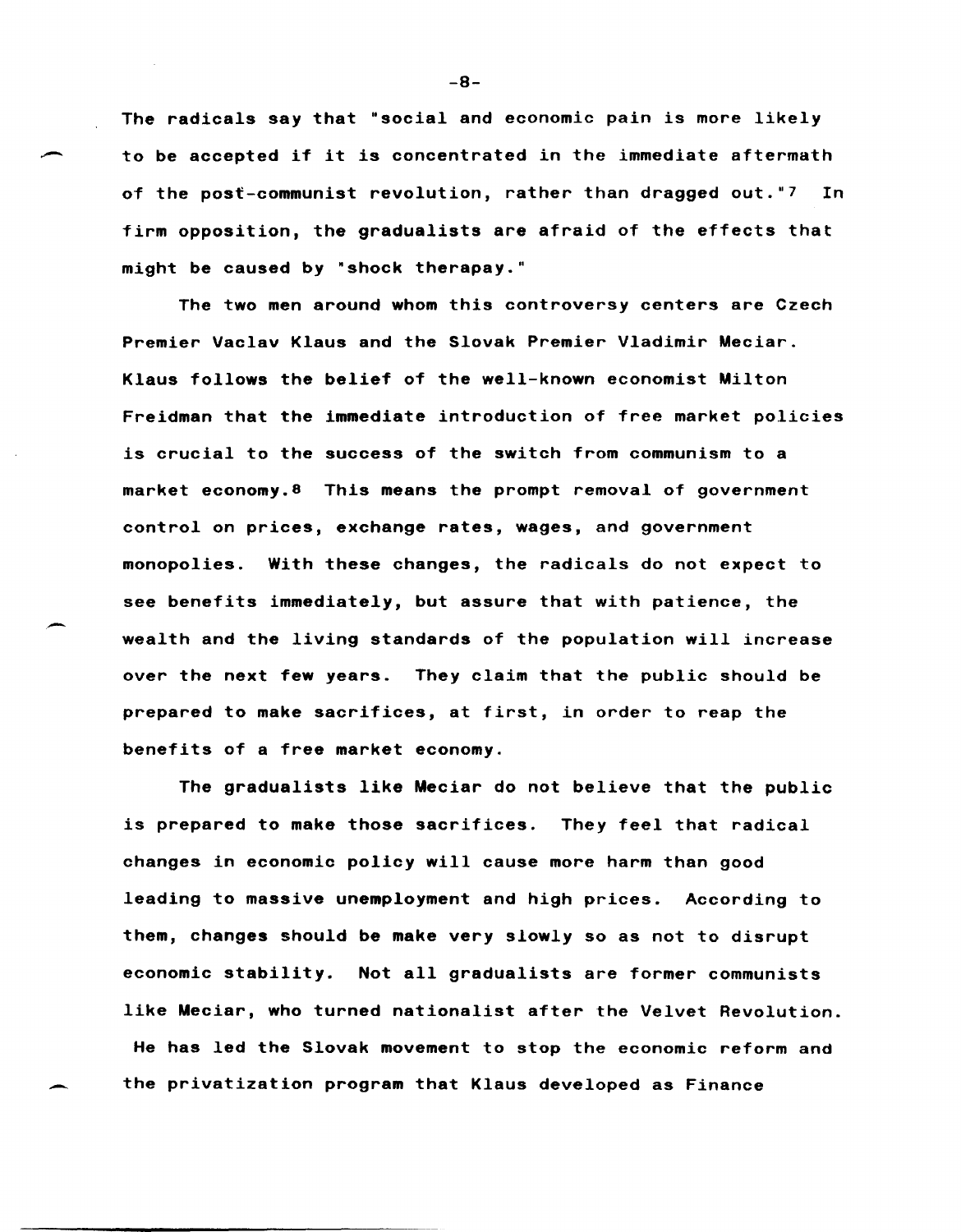The radicals say that "social and economic pain is more likely to be accepted if it is concentrated in the immediate aftermath of the post-communist revolution, rather than dragged out."[7] In firm opposition, the gradualists are afraid of the effects that might be caused by "shock therapay."

The two men around whom this controversy centers are Czech Premier Vaclav Klaus and the Slovak Premier Vladimir Meciar. Klaus follows the belief of the well-known economist Milton Freidman that the immediate introduction of free market policies is crucial to the success of the switch from communism to a market economy.[8] This means the prompt removal of government control on prices, exchange rates, wages, and government monopolies. With these changes, the radicals do not expect to see benefits immediately, but assure that with patience, the wealth and the living standards of the population will increase over the next few years. They claim that the public should be prepared to make sacrifices, at first, in order to reap the benefits of a free market economy.

The gradualists like Meciar do not believe that the public is prepared to make those sacrifices. They feel that radical changes in economic policy will cause more harm than good leading to massive unemployment and high prices. According to them, changes should be make very slowly so as not to disrupt economic stability. Not all gradualists are former communists like Meciar, who turned nationalist after the Velvet Revolution. He has led the Slovak movement to stop the economic reform and the privatization program that Klaus developed as Finance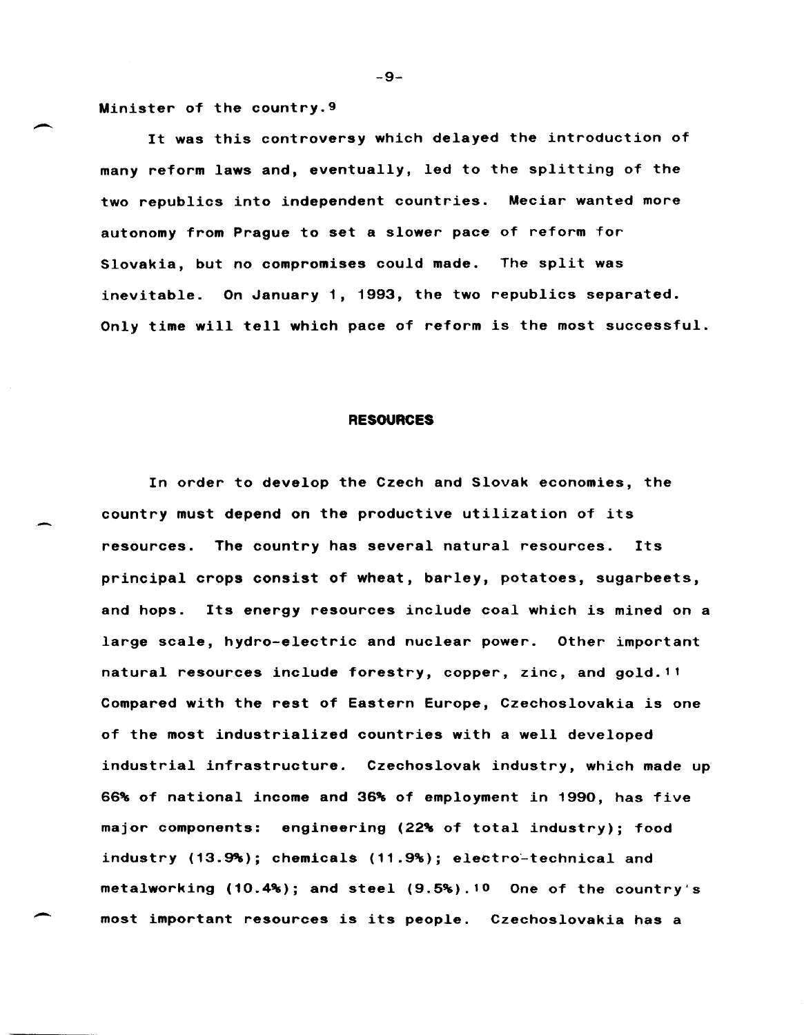Minister of the country.[9]

It was this controversy which delayed the introduction of many reform laws and, eventually, led to the splitting of the two republics into independent countries. Meciar wanted more autonomy from Prague to set a slower pace of reform for Slovakia, but no compromises could made. The split was inevitable. On January 1, 1993, the two republics separated. Only time will tell which pace of reform is the most successful.

## RESOURCES

In order to develop the Czech and Slovak economies, the country must depend on the productive utilization of its resources. The country has several natural resources. Its principal crops consist of wheat, barley, potatoes, sugarbeets, and hops. Its energy resources include coal which is mined on a large scale, hydro-electric and nuclear power. Other important natural resources include forestry, copper, zinc, and gold.[11] Compared with the rest of Eastern Europe, Czechoslovakia is one of the most industrialized countries with a well developed industrial infrastructure. Czechoslovak industry, which made up 66% of national income and 36% of employment in 1990, has five major components: engineering (22% of total industry); food industry (13.9%); chemicals (11.9%); electro-technical and metalworking (10.4%); and steel (9.5%).[10] One of the country's most important resources is its people. Czechoslovakia has a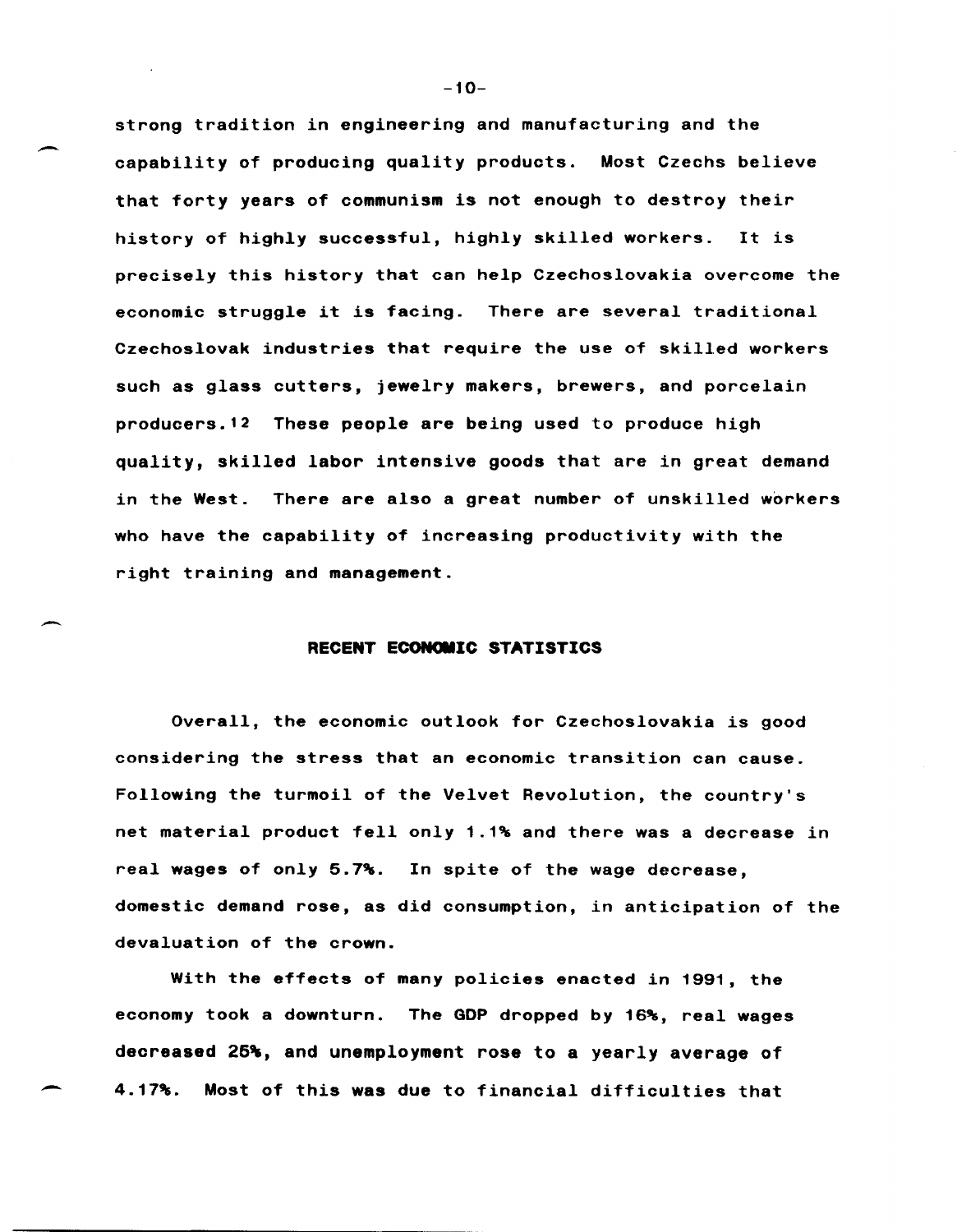strong tradition in engineering and manufacturing and the capability of producing quality products. Most Czechs believe that forty years of communism is not enough to destroy their history of highly successful, highly skilled workers. It is precisely this history that can help Czechoslovakia overcome the economic struggle it is facing. There are several traditional Czechoslovak industries that require the use of skilled workers such as glass cutters, jewelry makers, brewers, and porcelain producers.[12] These people are being used to produce high quality, skilled labor intensive goods that are in great demand in the West. There are also a great number of unskilled workers who have the capability of increasing productivity with the right training and management.

## RECENT ECONOMIC STATISTICS

Overall, the economic outlook for Czechoslovakia is good considering the stress that an economic transition can cause. Following the turmoil of the Velvet Revolution, the country's net material product fell only 1.1% and there was a decrease in real wages of only 5.7%. In spite of the wage decrease, domestic demand rose, as did consumption, in anticipation of the devaluation of the crown.

With the effects of many policies enacted in 1991, the economy took a downturn. The GDP dropped by 16%, real wages decreased 25%, and unemployment rose to a yearly average of 4.17%. Most of this was due to financial difficulties that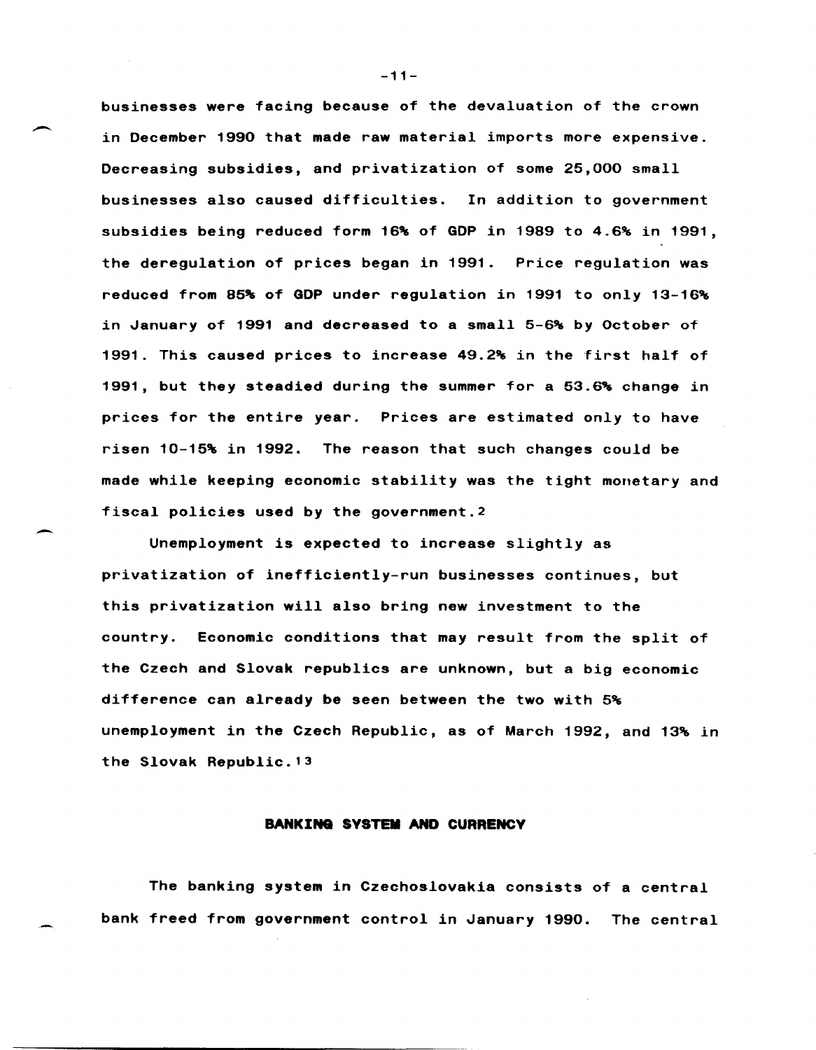businesses were facing because of the devaluation of the crown in December 1990 that made raw material imports more expensive. Decreasing subsidies, and privatization of some 25,000 small businesses also caused difficulties. In addition to government subsidies being reduced form 16% of GDP in 1989 to 4.6% in 1991, the deregulation of prices began in 1991. Price regulation was reduced from 85% of GDP under regulation in 1991 to only 13-16% in January of 1991 and decreased to a small 5-6% by October of 1991. This caused prices to increase 49.2% in the first half of 1991, but they steadied during the summer for a 53.6% change in prices for the entire year. Prices are estimated only to have risen 10-15% in 1992. The reason that such changes could be made while keeping economic stability was the tight monetary and fiscal policies used by the government.[2]

Unemployment is expected to increase slightly as privatization of inefficiently-run businesses continues, but this privatization will also bring new investment to the country. Economic conditions that may result from the split of the Czech and Slovak republics are unknown, but a big economic difference can already be seen between the two with 5% unemployment in the Czech Republic, as of March 1992, and 13% in the Slovak Republic.[13]

## BANKING SYSTEM AND CURRENCY

The banking system in Czechoslovakia consists of a central bank freed from government control in January 1990. The central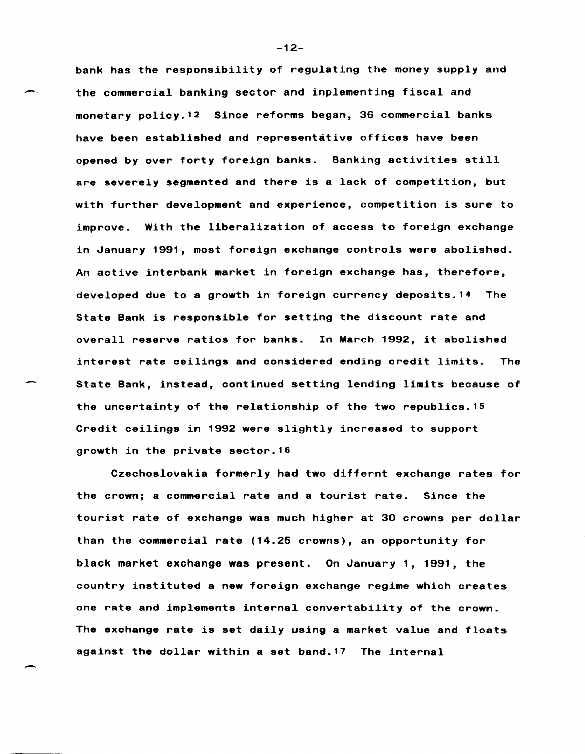bank has the responsibility of regulating the money supply and the commercial banking sector and inplementing fiscal and monetary policy.[12] Since reforms began, 36 commercial banks have been established and representative offices have been opened by over forty foreign banks. Banking activities still are severely segmented and there is a lack of competition, but with further development and experience, competition is sure to improve. With the liberalization of access to foreign exchange in January 1991, most foreign exchange controls were abolished. An active interbank market in foreign exchange has, therefore, developed due to a growth in foreign currency deposits.[14] The State Bank is responsible for setting the discount rate and overall reserve ratios for banks. In March 1992, it abolished interest rate ceilings and considered ending credit limits. The State Bank, instead, continued setting lending limits because of the uncertainty of the relationship of the two republics.[15] Credit ceilings in 1992 were slightly increased to support growth in the private sector.[16]

Czechoslovakia formerly had two differnt exchange rates for the crown; a commercial rate and a tourist rate. Since the tourist rate of exchange was much higher at 30 crowns per dollar than the commercial rate (14.25 crowns), an opportunity for black market exchange was present. On January 1, 1991, the country instituted a new foreign exchange regime which creates one rate and implements internal convertability of the crown. The exchange rate is set daily using a market value and floats against the dollar within a set band.[17] The internal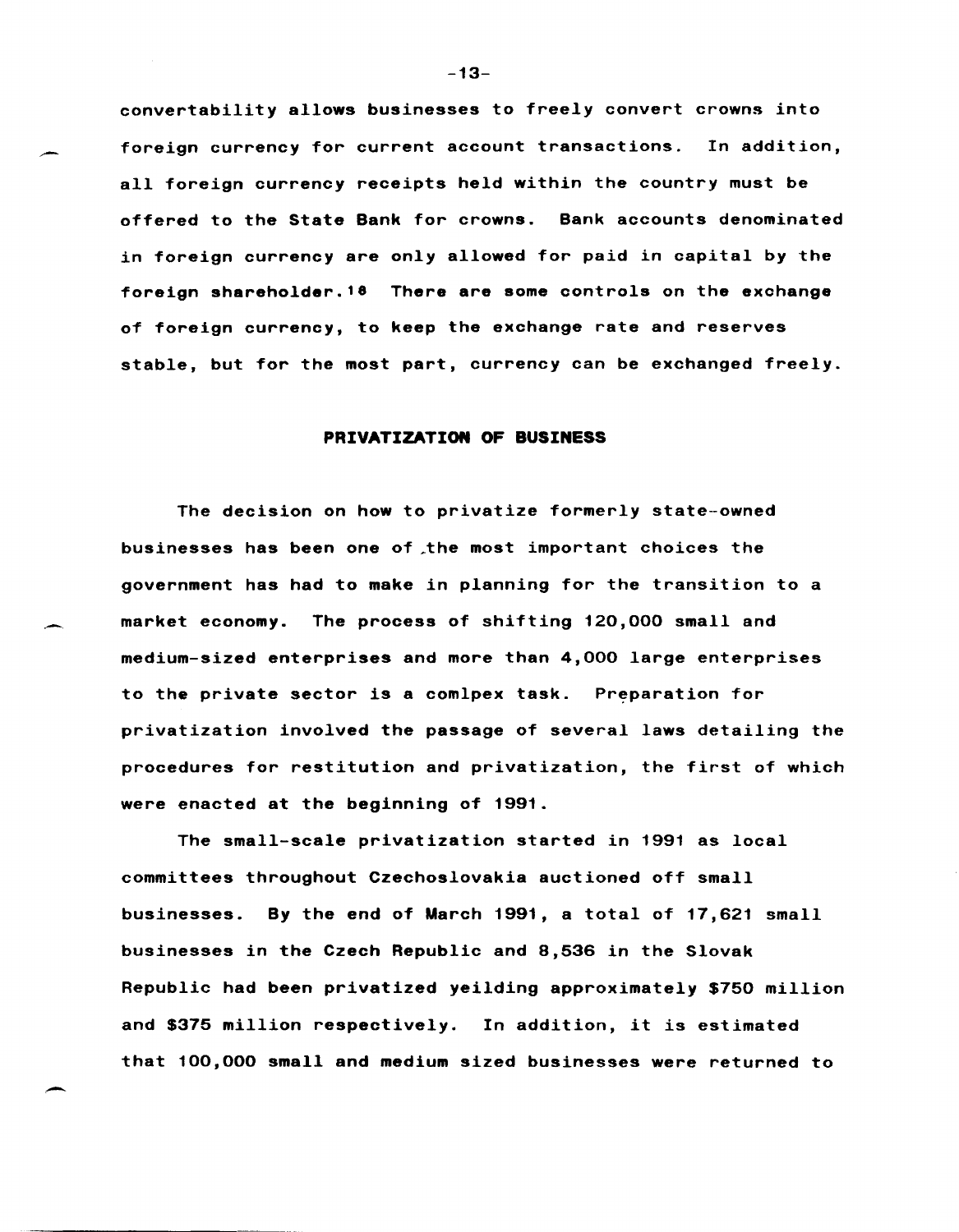convertability allows businesses to freely convert crowns into foreign currency for current account transactions. In addition, all foreign currency receipts held within the country must be offered to the State Bank for crowns. Bank accounts denominated in foreign currency are only allowed for paid in capital by the foreign shareholder.[18] There are some controls on the exchange of foreign currency, to keep the exchange rate and reserves stable, but for the most part, currency can be exchanged freely.

## PRIVATIZATION OF BUSINESS

The decision on how to privatize formerly state-owned businesses has been one of the most important choices the government has had to make in planning for the transition to a market economy. The process of shifting 120,000 small and medium-sized enterprises and more than 4,000 large enterprises to the private sector is a comlpex task. Preparation for privatization involved the passage of several laws detailing the procedures for restitution and privatization, the first of which were enacted at the beginning of 1991.

The small-scale privatization started in 1991 as local committees throughout Czechoslovakia auctioned off small businesses. By the end of March 1991, a total of 17,621 small businesses in the Czech Republic and 8,536 in the Slovak Republic had been privatized yeilding approximately $750 million and $375 million respectively. In addition, it is estimated that 100,000 small and medium sized businesses were returned to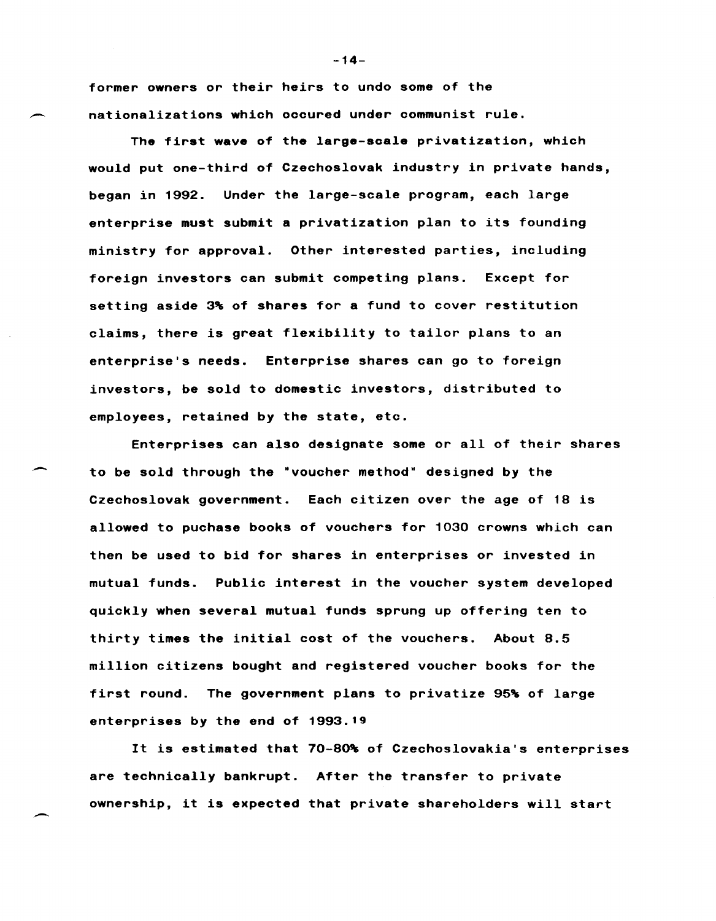former owners or their heirs to undo some of the nationalizations which occured under communist rule.

The first wave of the large-scale privatization, which would put one-third of Czechoslovak industry in private hands, began in 1992. Under the large-scale program, each large enterprise must submit a privatization plan to its founding ministry for approval. Other interested parties, including foreign investors can submit competing plans. Except for setting aside 3% of shares for a fund to cover restitution claims, there is great flexibility to tailor plans to an enterprise's needs. Enterprise shares can go to foreign investors, be sold to domestic investors, distributed to employees, retained by the state, etc.

Enterprises can also designate some or all of their shares to be sold through the "voucher method" designed by the Czechoslovak government. Each citizen over the age of 18 is allowed to puchase books of vouchers for 1030 crowns which can then be used to bid for shares in enterprises or invested in mutual funds. Public interest in the voucher system developed quickly when several mutual funds sprung up offering ten to thirty times the initial cost of the vouchers. About 8.5 million citizens bought and registered voucher books for the first round. The government plans to privatize 95% of large enterprises by the end of 1993.[19]

It is estimated that 70-80% of Czechoslovakia's enterprises are technically bankrupt. After the transfer to private ownership, it is expected that private shareholders will start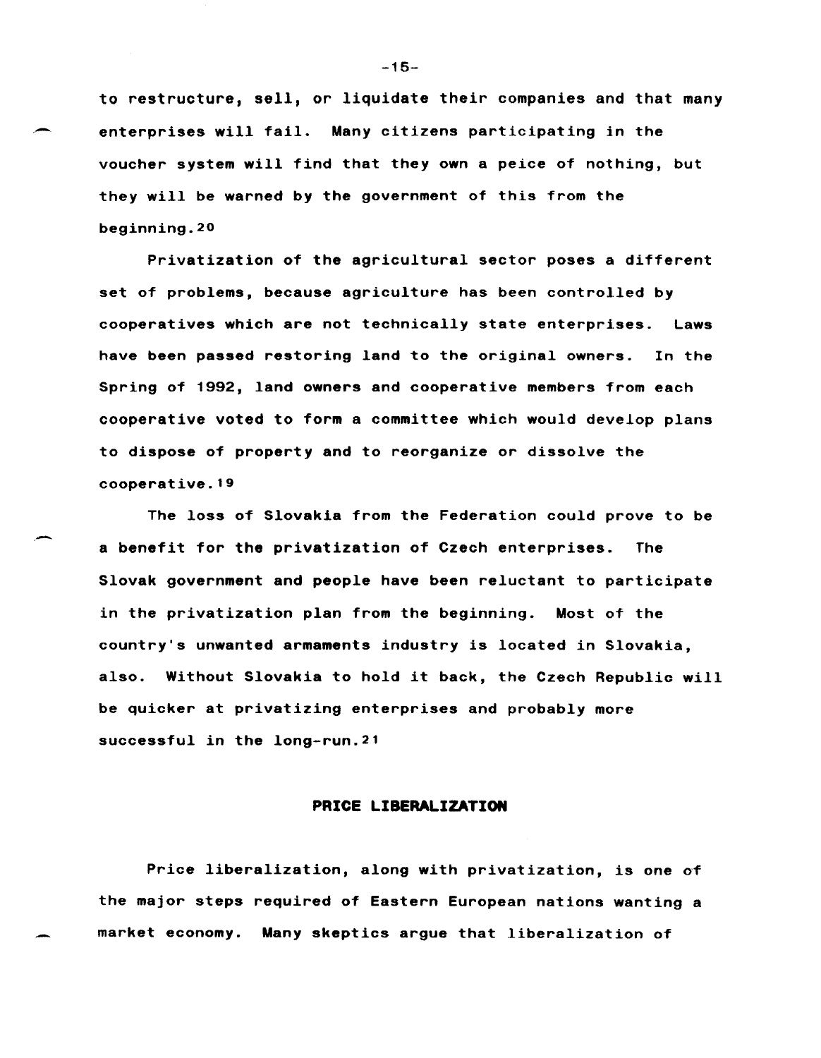to restructure, sell, or liquidate their companies and that many enterprises will fail. Many citizens participating in the voucher system will find that they own a peice of nothing, but they will be warned by the government of this from the beginning.[20]

Privatization of the agricultural sector poses a different set of problems, because agriculture has been controlled by cooperatives which are not technically state enterprises. Laws have been passed restoring land to the original owners. In the Spring of 1992, land owners and cooperative members from each cooperative voted to form a committee which would develop plans to dispose of property and to reorganize or dissolve the cooperative.[19]

The loss of Slovakia from the Federation could prove to be a benefit for the privatization of Czech enterprises. The Slovak government and people have been reluctant to participate in the privatization plan from the beginning. Most of the country's unwanted armaments industry is located in Slovakia, also. Without Slovakia to hold it back, the Czech Republic will be quicker at privatizing enterprises and probably more successful in the long-run.[21]

## PRICE LIBERALIZATION

Price liberalization, along with privatization, is one of the major steps required of Eastern European nations wanting a market economy. Many skeptics argue that liberalization of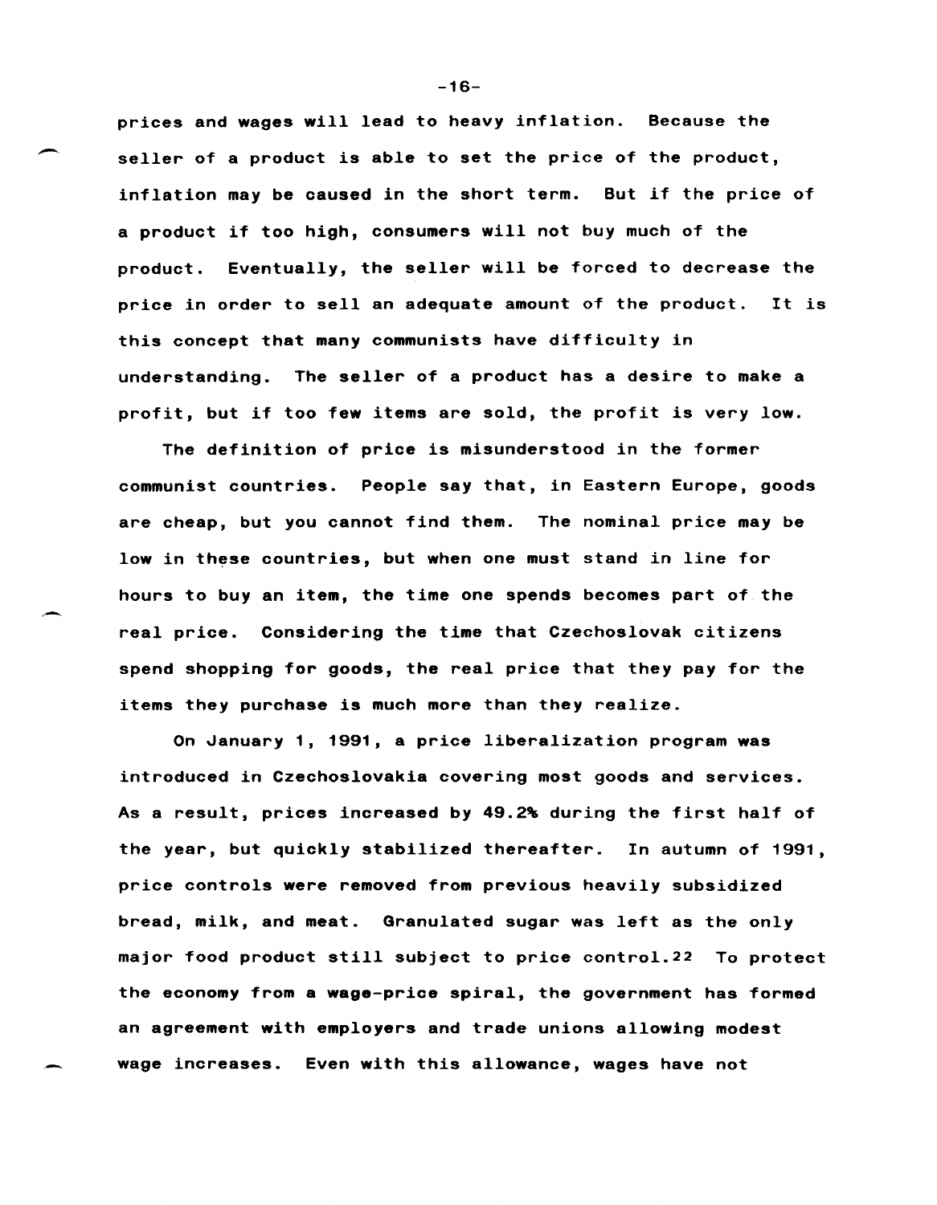prices and wages will lead to heavy inflation. Because the seller of a product is able to set the price of the product, inflation may be caused in the short term. But if the price of a product if too high, consumers will not buy much of the product. Eventually, the seller will be forced to decrease the price in order to sell an adequate amount of the product. It is this concept that many communists have difficulty in understanding. The seller of a product has a desire to make a profit, but if too few items are sold, the profit is very low.

The definition of price is misunderstood in the former communist countries. People say that, in Eastern Europe, goods are cheap, but you cannot find them. The nominal price may be low in these countries, but when one must stand in line for hours to buy an item, the time one spends becomes part of the real price. Considering the time that Czechoslovak citizens spend shopping for goods, the real price that they pay for the items they purchase is much more than they realize.

On January 1, 1991, a price liberalization program was introduced in Czechoslovakia covering most goods and services. As a result, prices increased by 49.2% during the first half of the year, but quickly stabilized thereafter. In autumn of 1991, price controls were removed from previous heavily subsidized bread, milk, and meat. Granulated sugar was left as the only major food product still subject to price control.[22] To protect the economy from a wage-price spiral, the government has formed an agreement with employers and trade unions allowing modest wage increases. Even with this allowance, wages have not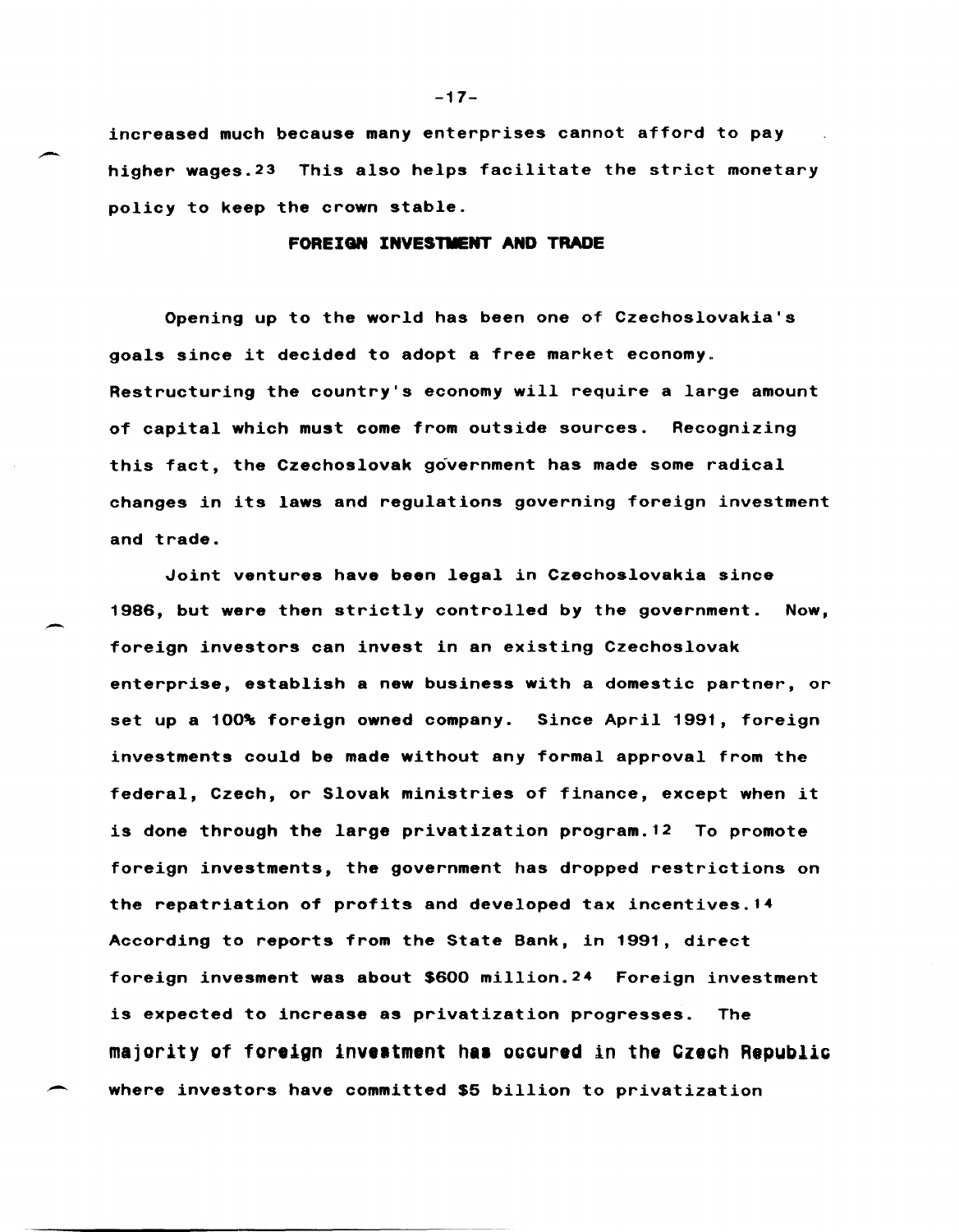increased much because many enterprises cannot afford to pay higher wages.[23] This also helps facilitate the strict monetary policy to keep the crown stable.

## FOREIGN INVESTMENT AND TRADE

Opening up to the world has been one of Czechoslovakia's goals since it decided to adopt a free market economy. Restructuring the country's economy will require a large amount of capital which must come from outside sources. Recognizing this fact, the Czechoslovak government has made some radical changes in its laws and regulations governing foreign investment and trade.

Joint ventures have been legal in Czechoslovakia since 1986, but were then strictly controlled by the government. Now, foreign investors can invest in an existing Czechoslovak enterprise, establish a new business with a domestic partner, or set up a 100% foreign owned company. Since April 1991, foreign investments could be made without any formal approval from the federal, Czech, or Slovak ministries of finance, except when it is done through the large privatization program.[12] To promote foreign investments, the government has dropped restrictions on the repatriation of profits and developed tax incentives.[14] According to reports from the State Bank, in 1991, direct foreign invesment was about $600 million.[24] Foreign investment is expected to increase as privatization progresses. The majority of foreign investment has occured in the Czech Republic where investors have committed $5 billion to privatization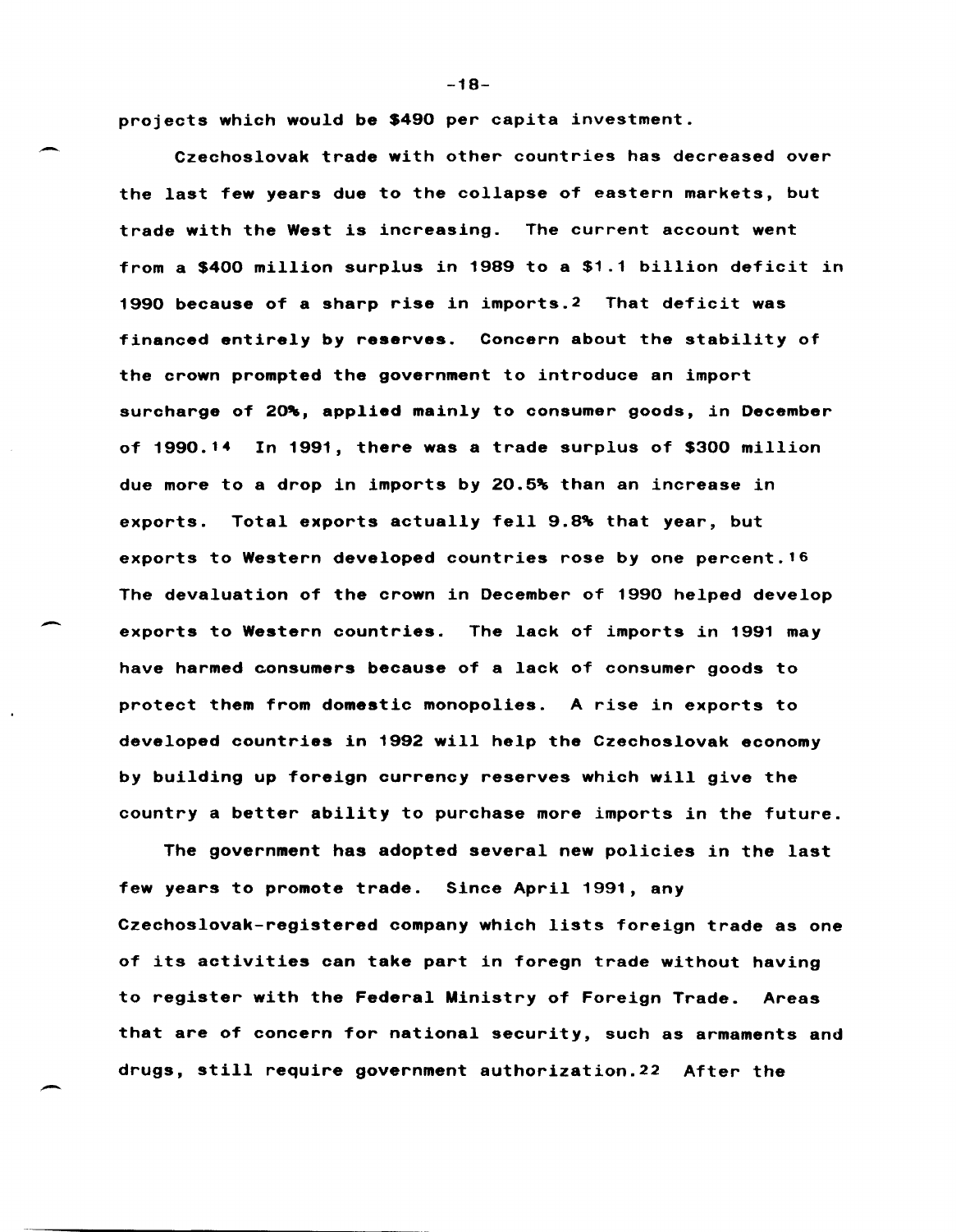projects which would be $490 per capita investment.

Czechoslovak trade with other countries has decreased over the last few years due to the collapse of eastern markets, but trade with the West is increasing. The current account went from a $400 million surplus in 1989 to a $1.1 billion deficit in 1990 because of a sharp rise in imports.[2] That deficit was financed entirely by reserves. Concern about the stability of the crown prompted the government to introduce an import surcharge of 20%, applied mainly to consumer goods, in December of 1990.[14] In 1991, there was a trade surplus of $300 million due more to a drop in imports by 20.5% than an increase in exports. Total exports actually fell 9.8% that year, but exports to Western developed countries rose by one percent.[16] The devaluation of the crown in December of 1990 helped develop exports to Western countries. The lack of imports in 1991 may have harmed consumers because of a lack of consumer goods to protect them from domestic monopolies. A rise in exports to developed countries in 1992 will help the Czechoslovak economy by building up foreign currency reserves which will give the country a better ability to purchase more imports in the future.

The government has adopted several new policies in the last few years to promote trade. Since April 1991, any Czechoslovak-registered company which lists foreign trade as one of its activities can take part in foregn trade without having to register with the Federal Ministry of Foreign Trade. Areas that are of concern for national security, such as armaments and drugs, still require government authorization.[22] After the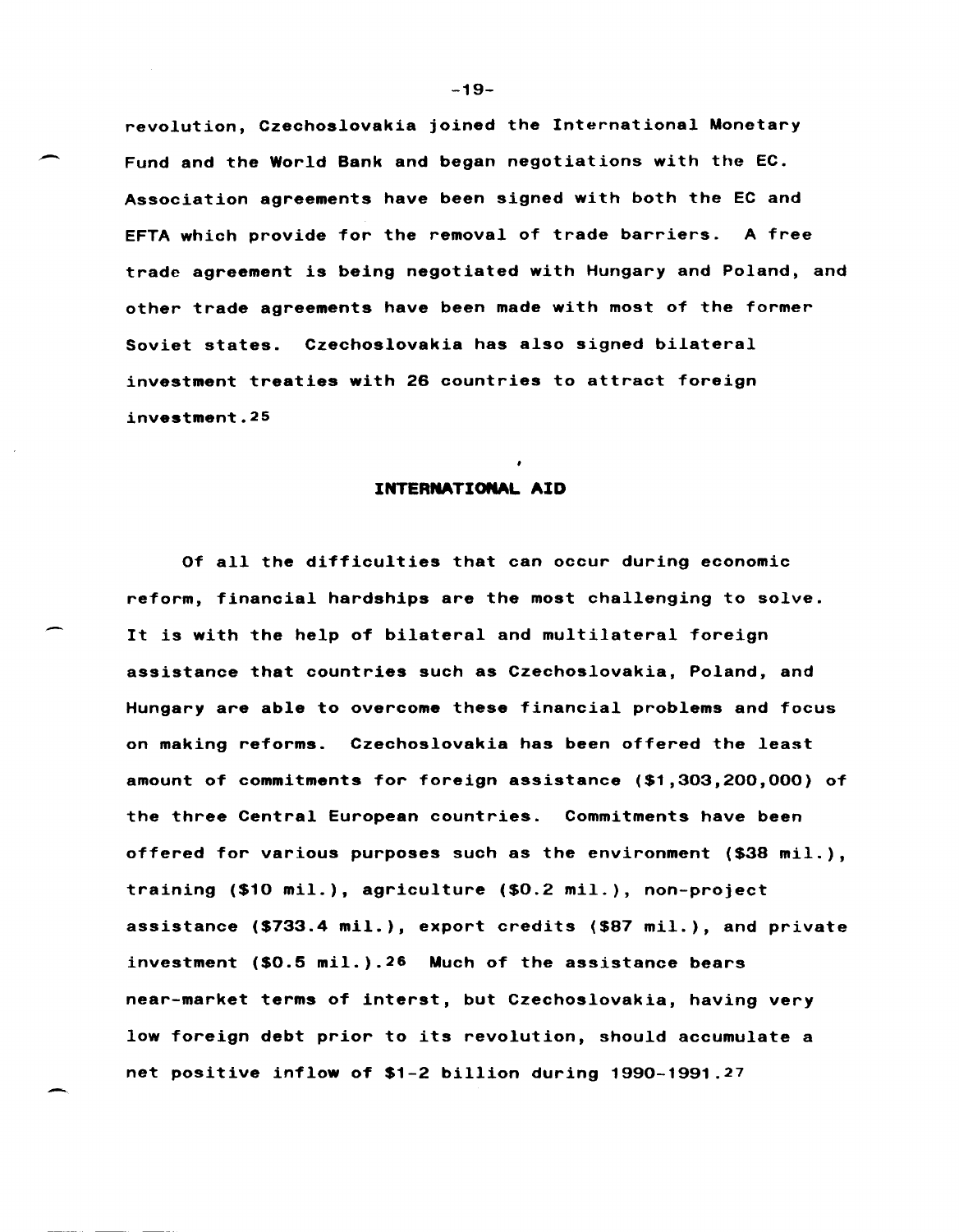revolution, Czechoslovakia joined the International Monetary Fund and the World Bank and began negotiations with the EC. Association agreements have been signed with both the EC and EFTA which provide for the removal of trade barriers. A free trade agreement is being negotiated with Hungary and Poland, and other trade agreements have been made with most of the former Soviet states. Czechoslovakia has also signed bilateral investment treaties with 26 countries to attract foreign investment.[25]

## INTERNATIONAL AID

Of all the difficulties that can occur during economic reform, financial hardships are the most challenging to solve. It is with the help of bilateral and multilateral foreign assistance that countries such as Czechoslovakia, Poland, and Hungary are able to overcome these financial problems and focus on making reforms. Czechoslovakia has been offered the least amount of commitments for foreign assistance ($1,303,200,000) of the three Central European countries. Commitments have been offered for various purposes such as the environment ($38 mil.), training ($10 mil.), agriculture ($0.2 mil.), non-project assistance ($733.4 mil.), export credits ($87 mil.), and private investment ($0.5 mil.).[26] Much of the assistance bears near-market terms of interst, but Czechoslovakia, having very low foreign debt prior to its revolution, should accumulate a net positive inflow of $1-2 billion during 1990-1991.[27]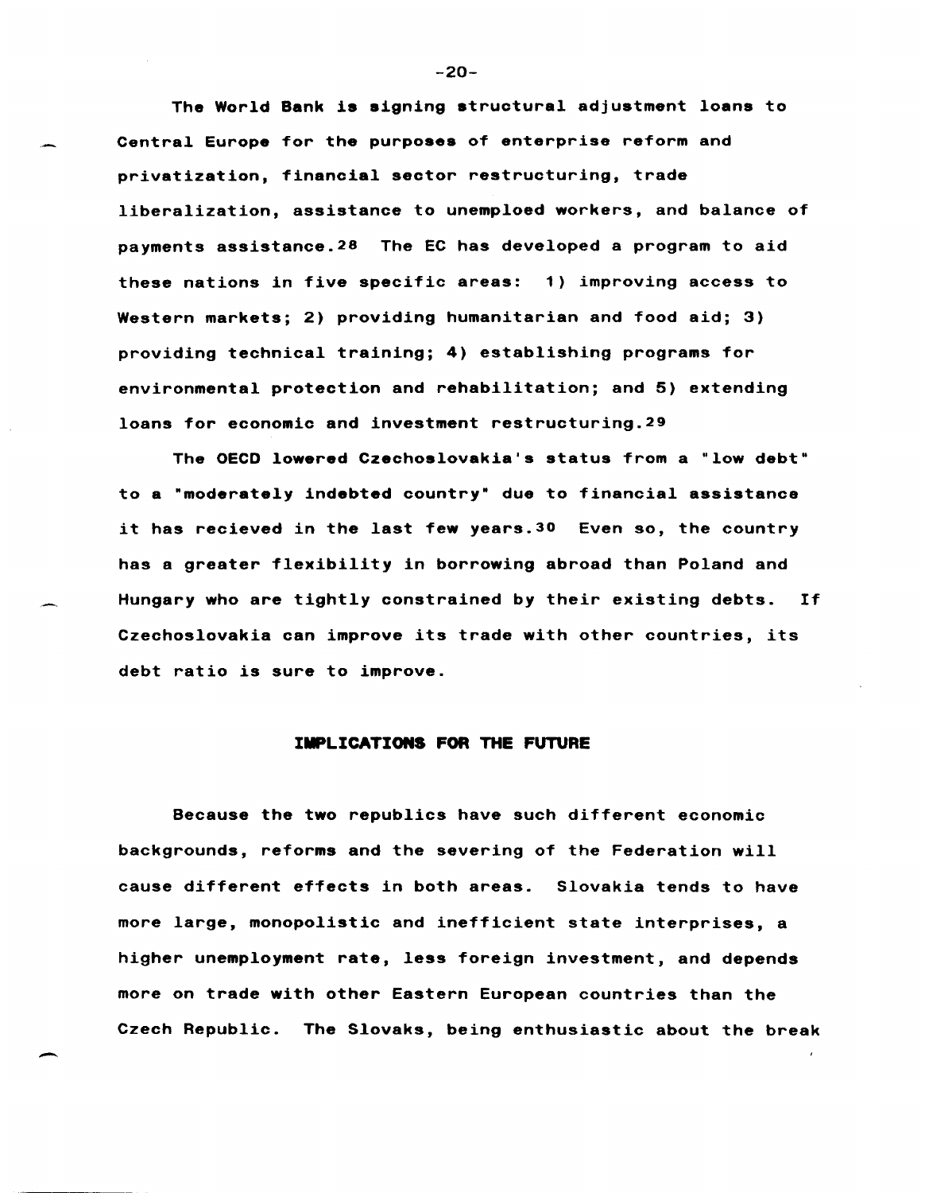The World Bank is signing structural adjustment loans to Central Europe for the purposes of enterprise reform and privatization, financial sector restructuring, trade liberalization, assistance to unemploed workers, and balance of payments assistance.[28] The EC has developed a program to aid these nations in five specific areas: 1) improving access to Western markets; 2) providing humanitarian and food aid; 3) providing technical training; 4) establishing programs for environmental protection and rehabilitation; and 5) extending loans for economic and investment restructuring.[29]

The OECD lowered Czechoslovakia's status from a "low debt" to a "moderately indebted country" due to financial assistance it has recieved in the last few years.[30] Even so, the country has a greater flexibility in borrowing abroad than Poland and Hungary who are tightly constrained by their existing debts. If Czechoslovakia can improve its trade with other countries, its debt ratio is sure to improve.

## IMPLICATIONS FOR THE FUTURE

Because the two republics have such different economic backgrounds, reforms and the severing of the Federation will cause different effects in both areas. Slovakia tends to have more large, monopolistic and inefficient state interprises, a higher unemployment rate, less foreign investment, and depends more on trade with other Eastern European countries than the Czech Republic. The Slovaks, being enthusiastic about the break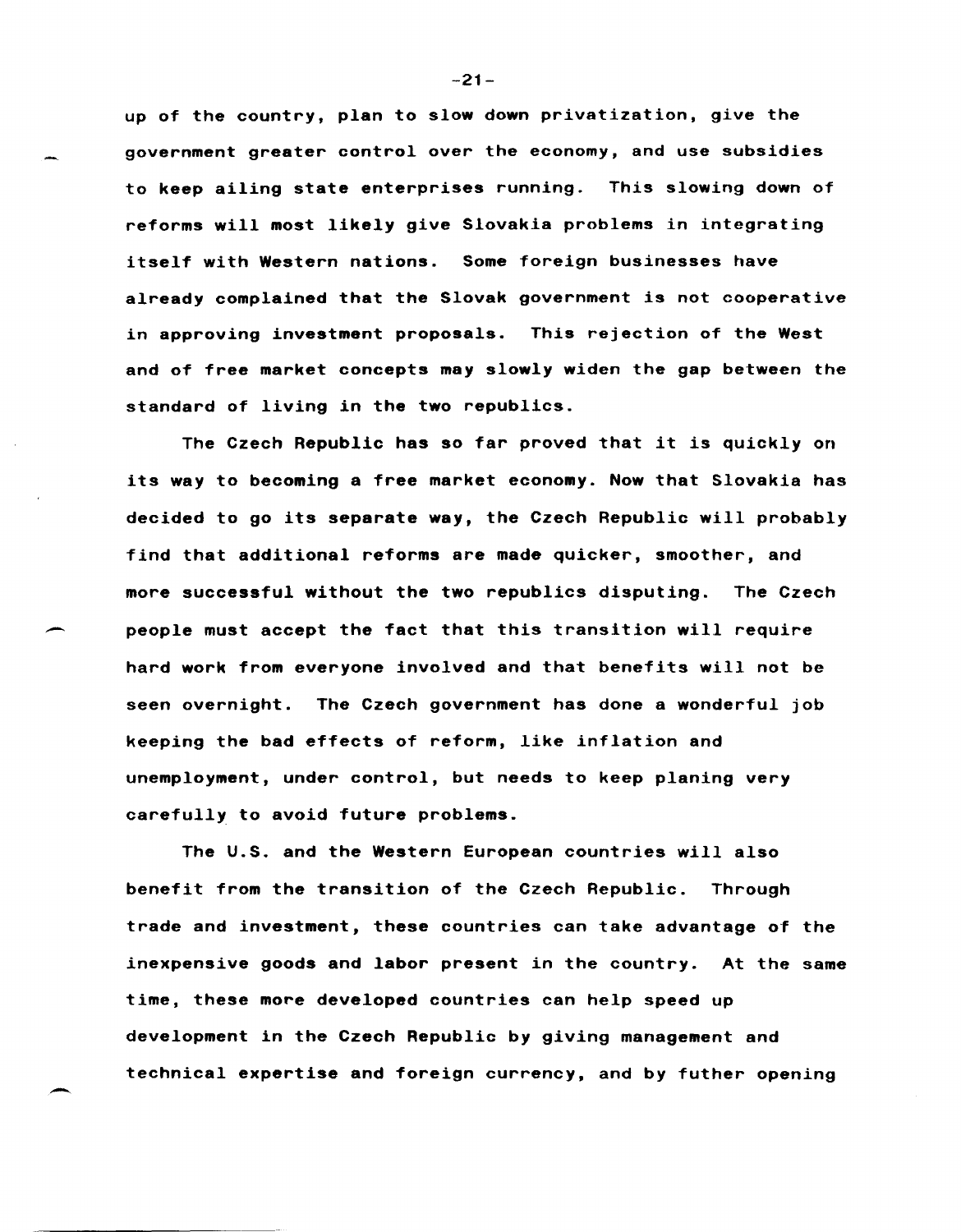up of the country, plan to slow down privatization, give the government greater control over the economy, and use subsidies to keep ailing state enterprises running. This slowing down of reforms will most likely give Slovakia problems in integrating itself with Western nations. Some foreign businesses have already complained that the Slovak government is not cooperative in approving investment proposals. This rejection of the West and of free market concepts may slowly widen the gap between the standard of living in the two republics.

The Czech Republic has so far proved that it is quickly on its way to becoming a free market economy. Now that Slovakia has decided to go its separate way, the Czech Republic will probably find that additional reforms are made quicker, smoother, and more successful without the two republics disputing. The Czech people must accept the fact that this transition will require hard work from everyone involved and that benefits will not be seen overnight. The Czech government has done a wonderful job keeping the bad effects of reform, like inflation and unemployment, under control, but needs to keep planing very carefully to avoid future problems.

The U.S. and the Western European countries will also benefit from the transition of the Czech Republic. Through trade and investment, these countries can take advantage of the inexpensive goods and labor present in the country. At the same time, these more developed countries can help speed up development in the Czech Republic by giving management and technical expertise and foreign currency, and by futher opening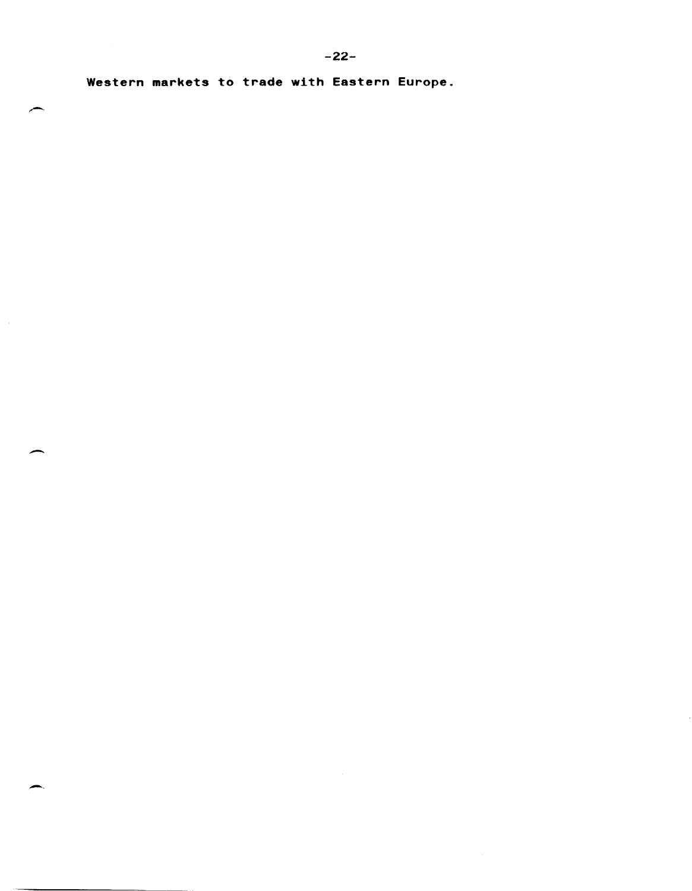**Western markets to trade with Eastern Europe.**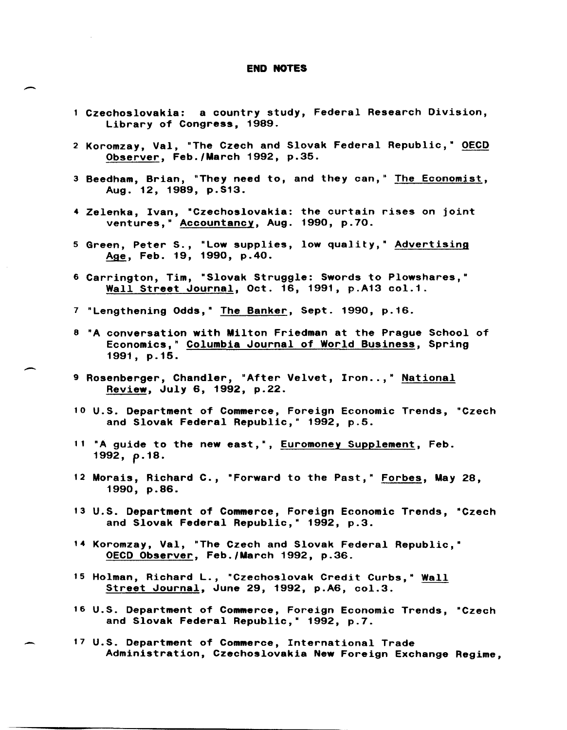# END NOTES

1 Czechoslovakia: a country study, Federal Research Division, Library of Congress, 1989.

2 Koromzay, Val, "The Czech and Slovak Federal Republic," OECD Observer, Feb./March 1992, p.35.

3 Beedham, Brian, "They need to, and they can," The Economist, Aug. 12, 1989, p.S13.

4 Zelenka, Ivan, "Czechoslovakia: the curtain rises on joint ventures," Accountancy, Aug. 1990, p.70.

5 Green, Peter S., "Low supplies, low quality," Advertising Age, Feb. 19, 1990, p.40.

6 Carrington, Tim, "Slovak Struggle: Swords to Plowshares," Wall Street Journal, Oct. 16, 1991, p.A13 col.1.

7 "Lengthening Odds," The Banker, Sept. 1990, p.16.

8 "A conversation with Milton Friedman at the Prague School of Economics," Columbia Journal of World Business, Spring 1991, p.15.

9 Rosenberger, Chandler, "After Velvet, Iron..," National Review, July 6, 1992, p.22.

10 U.S. Department of Commerce, Foreign Economic Trends, "Czech and Slovak Federal Republic," 1992, p.5.

11 "A guide to the new east,", Euromoney Supplement, Feb. 1992, p.18.

12 Morais, Richard C., "Forward to the Past," Forbes, May 28, 1990, p.86.

13 U.S. Department of Commerce, Foreign Economic Trends, "Czech and Slovak Federal Republic," 1992, p.3.

14 Koromzay, Val, "The Czech and Slovak Federal Republic," OECD Observer, Feb./March 1992, p.36.

15 Holman, Richard L., "Czechoslovak Credit Curbs," Wall Street Journal, June 29, 1992, p.A6, col.3.

16 U.S. Department of Commerce, Foreign Economic Trends, "Czech and Slovak Federal Republic," 1992, p.7.

17 U.S. Department of Commerce, International Trade Administration, Czechoslovakia New Foreign Exchange Regime,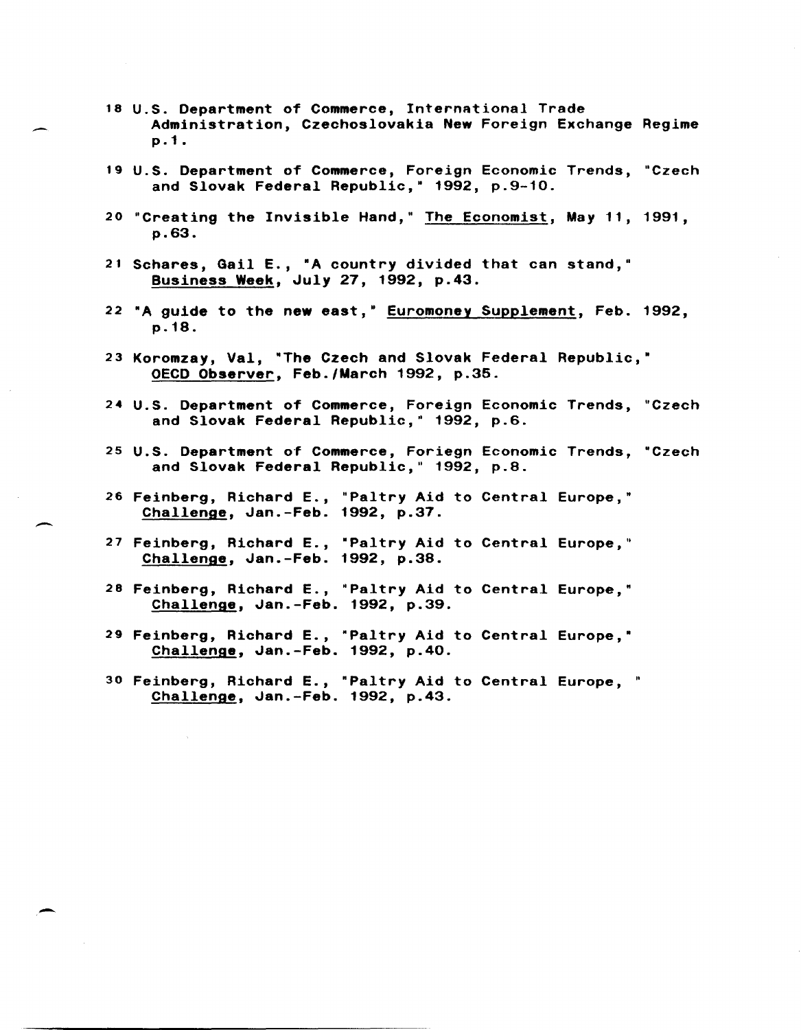18 U.S. Department of Commerce, International Trade Administration, Czechoslovakia New Foreign Exchange Regime p.1.

19 U.S. Department of Commerce, Foreign Economic Trends, "Czech and Slovak Federal Republic," 1992, p.9-10.

20 "Creating the Invisible Hand," The Economist, May 11, 1991, p.63.

21 Schares, Gail E., "A country divided that can stand," Business Week, July 27, 1992, p.43.

22 "A guide to the new east," Euromoney Supplement, Feb. 1992, p.18.

23 Koromzay, Val, "The Czech and Slovak Federal Republic," OECD Observer, Feb./March 1992, p.35.

24 U.S. Department of Commerce, Foreign Economic Trends, "Czech and Slovak Federal Republic," 1992, p.6.

25 U.S. Department of Commerce, Foriegn Economic Trends, "Czech and Slovak Federal Republic," 1992, p.8.

26 Feinberg, Richard E., "Paltry Aid to Central Europe," Challenge, Jan.-Feb. 1992, p.37.

27 Feinberg, Richard E., "Paltry Aid to Central Europe," Challenge, Jan.-Feb. 1992, p.38.

28 Feinberg, Richard E., "Paltry Aid to Central Europe," Challenge, Jan.-Feb. 1992, p.39.

29 Feinberg, Richard E., "Paltry Aid to Central Europe," Challenge, Jan.-Feb. 1992, p.40.

30 Feinberg, Richard E., "Paltry Aid to Central Europe, " Challenge, Jan.-Feb. 1992, p.43.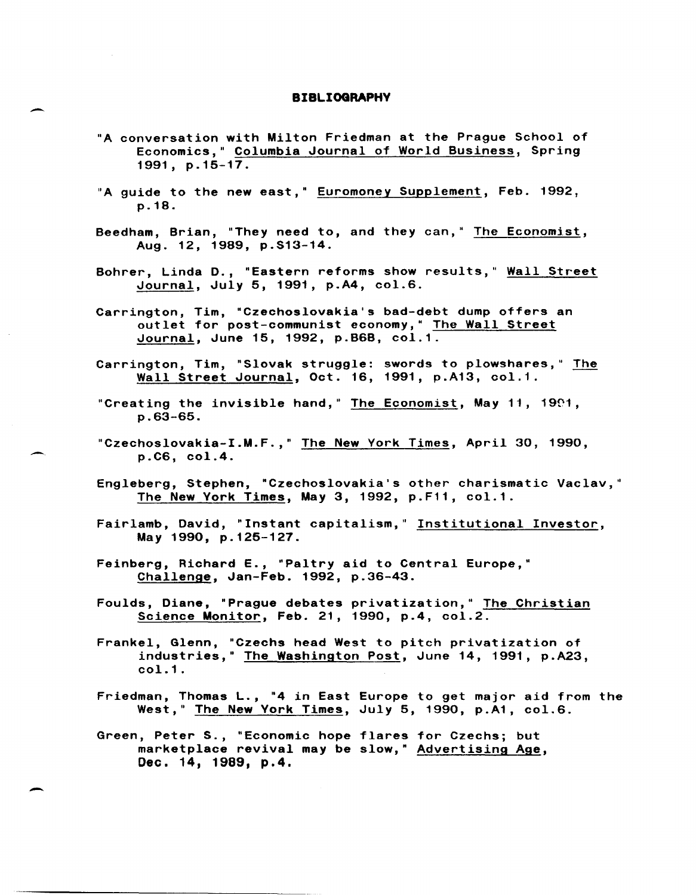**BIBLIOGRAPHY**

"A conversation with Milton Friedman at the Prague School of Economics," Columbia Journal of World Business, Spring 1991, p.15-17.

"A guide to the new east," Euromoney Supplement, Feb. 1992, p.18.

Beedham, Brian, "They need to, and they can," The Economist, Aug. 12, 1989, p.S13-14.

Bohrer, Linda D., "Eastern reforms show results," Wall Street Journal, July 5, 1991, p.A4, col.6.

Carrington, Tim, "Czechoslovakia's bad-debt dump offers an outlet for post-communist economy," The Wall Street Journal, June 15, 1992, p.B6B, col.1.

Carrington, Tim, "Slovak struggle: swords to plowshares," The Wall Street Journal, Oct. 16, 1991, p.A13, col.1.

"Creating the invisible hand," The Economist, May 11, 1991, p.63-65.

"Czechoslovakia-I.M.F.," The New York Times, April 30, 1990, p.C6, col.4.

Engleberg, Stephen, "Czechoslovakia's other charismatic Vaclav," The New York Times, May 3, 1992, p.F11, col.1.

Fairlamb, David, "Instant capitalism," Institutional Investor, May 1990, p.125-127.

Feinberg, Richard E., "Paltry aid to Central Europe," Challenge, Jan-Feb. 1992, p.36-43.

Foulds, Diane, "Prague debates privatization," The Christian Science Monitor, Feb. 21, 1990, p.4, col.2.

Frankel, Glenn, "Czechs head West to pitch privatization of industries," The Washington Post, June 14, 1991, p.A23, col.1.

Friedman, Thomas L., "4 in East Europe to get major aid from the West," The New York Times, July 5, 1990, p.A1, col.6.

Green, Peter S., "Economic hope flares for Czechs; but marketplace revival may be slow," Advertising Age, Dec. 14, 1989, p.4.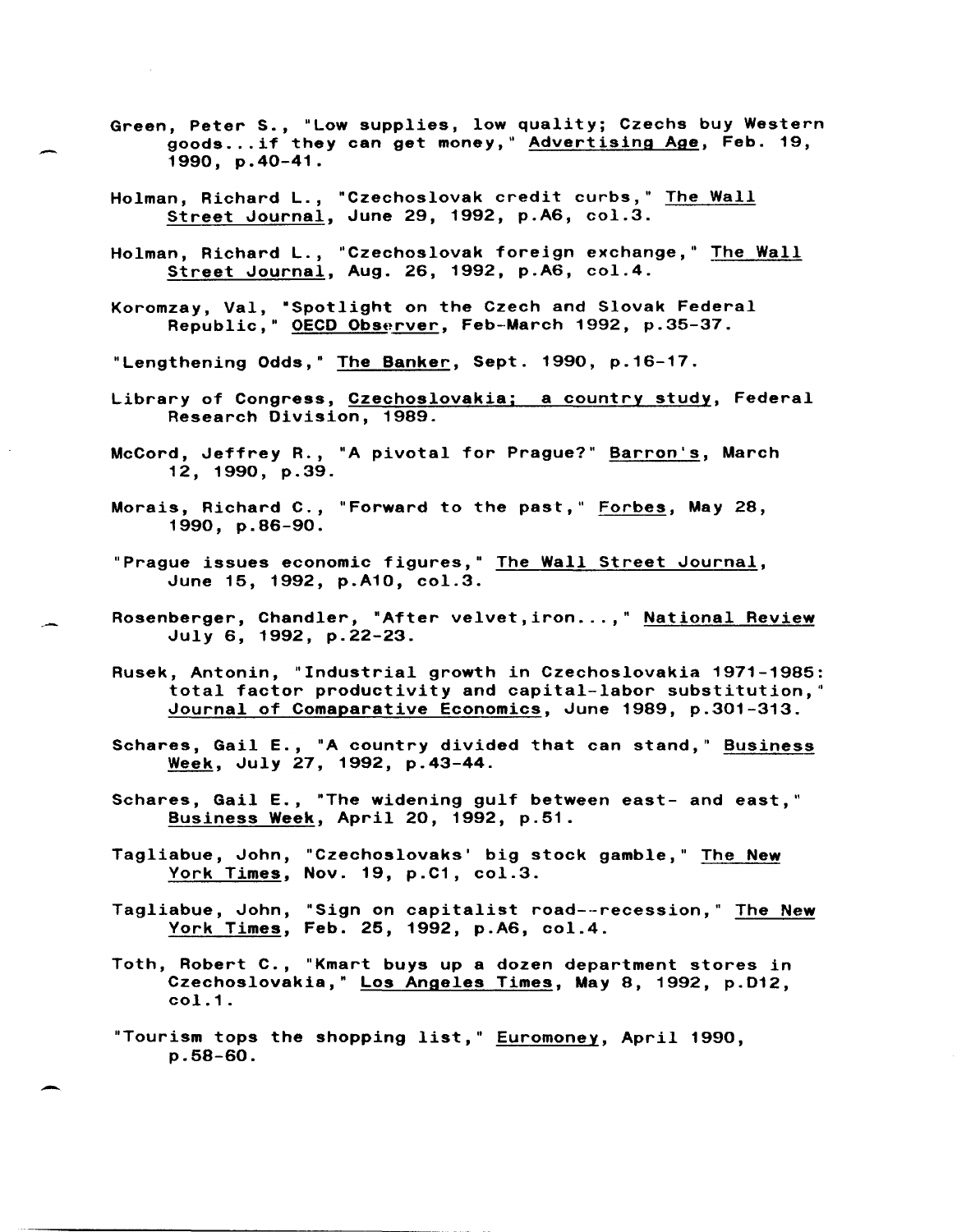Green, Peter S., "Low supplies, low quality; Czechs buy Western goods...if they can get money," Advertising Age, Feb. 19, 1990, p.40-41.

Holman, Richard L., "Czechoslovak credit curbs," The Wall Street Journal, June 29, 1992, p.A6, col.3.

Holman, Richard L., "Czechoslovak foreign exchange," The Wall Street Journal, Aug. 26, 1992, p.A6, col.4.

Koromzay, Val, "Spotlight on the Czech and Slovak Federal Republic," OECD Observer, Feb-March 1992, p.35-37.

"Lengthening Odds," The Banker, Sept. 1990, p.16-17.

Library of Congress, Czechoslovakia; a country study, Federal Research Division, 1989.

McCord, Jeffrey R., "A pivotal for Prague?" Barron's, March 12, 1990, p.39.

Morais, Richard C., "Forward to the past," Forbes, May 28, 1990, p.86-90.

"Prague issues economic figures," The Wall Street Journal, June 15, 1992, p.A10, col.3.

Rosenberger, Chandler, "After velvet,iron...," National Review July 6, 1992, p.22-23.

Rusek, Antonin, "Industrial growth in Czechoslovakia 1971-1985: total factor productivity and capital-labor substitution," Journal of Comaparative Economics, June 1989, p.301-313.

Schares, Gail E., "A country divided that can stand," Business Week, July 27, 1992, p.43-44.

Schares, Gail E., "The widening gulf between east- and east," Business Week, April 20, 1992, p.51.

Tagliabue, John, "Czechoslovaks' big stock gamble," The New York Times, Nov. 19, p.C1, col.3.

Tagliabue, John, "Sign on capitalist road--recession," The New York Times, Feb. 25, 1992, p.A6, col.4.

Toth, Robert C., "Kmart buys up a dozen department stores in Czechoslovakia," Los Angeles Times, May 8, 1992, p.D12, col.1.

"Tourism tops the shopping list," Euromoney, April 1990, p.58-60.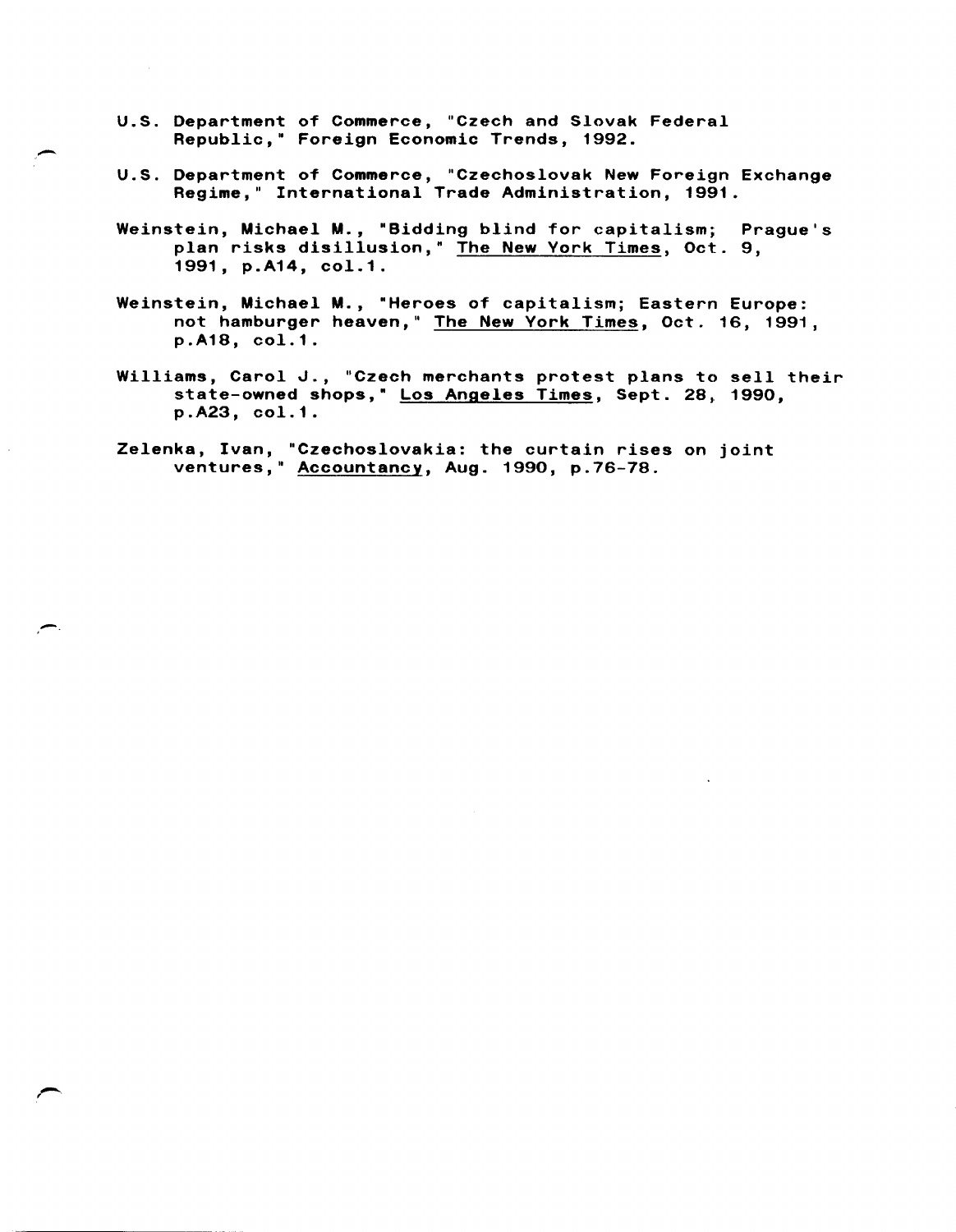U.S. Department of Commerce, "Czech and Slovak Federal Republic," Foreign Economic Trends, 1992.

U.S. Department of Commerce, "Czechoslovak New Foreign Exchange Regime," International Trade Administration, 1991.

Weinstein, Michael M., "Bidding blind for capitalism; Prague's plan risks disillusion," The New York Times, Oct. 9, 1991, p.A14, col.1.

Weinstein, Michael M., "Heroes of capitalism; Eastern Europe: not hamburger heaven," The New York Times, Oct. 16, 1991, p.A18, col.1.

Williams, Carol J., "Czech merchants protest plans to sell their state-owned shops," Los Angeles Times, Sept. 28, 1990, p.A23, col.1.

Zelenka, Ivan, "Czechoslovakia: the curtain rises on joint ventures," Accountancy, Aug. 1990, p.76-78.